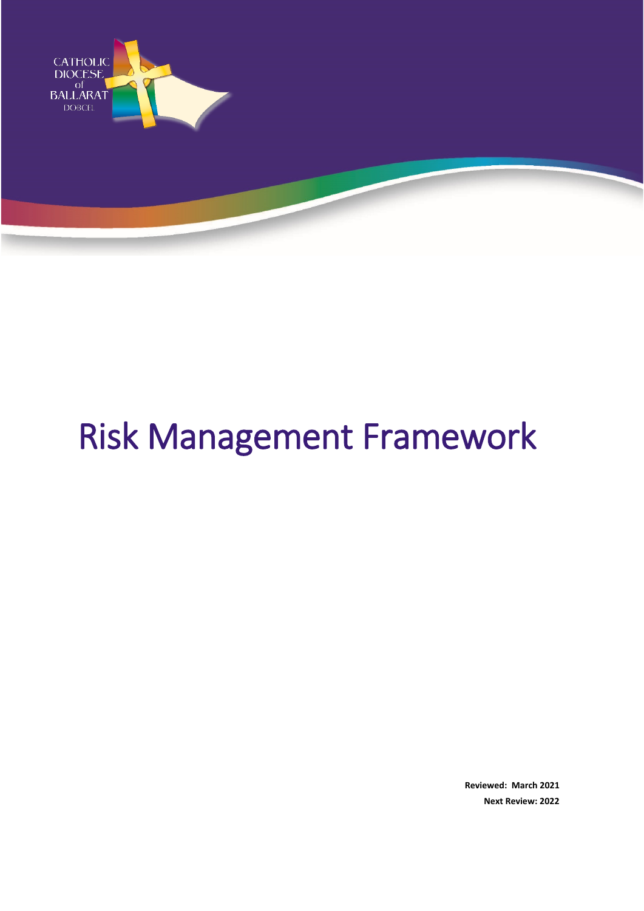CATHOLIC DIOCESE of BALLARAT DOBCEL

# Risk Management Framework

**Reviewed: March 2021**

**Next Review: 2022**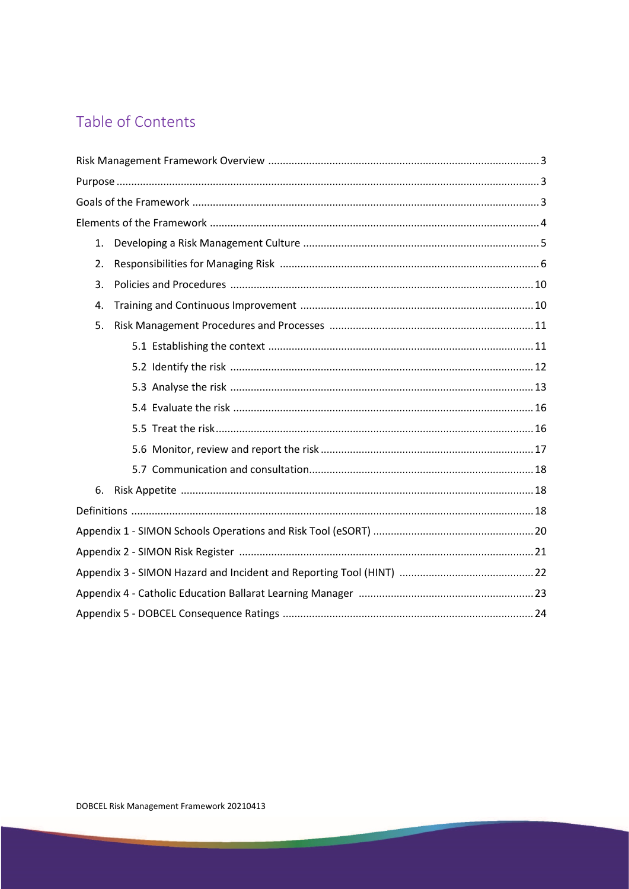# Table of Contents

- Risk Management Framework Overview ........ 3
- Purpose ........ 3
- Goals of the Framework ........ 3
- Elements of the Framework ........ 4
  1. Developing a Risk Management Culture ........ 5
  2. Responsibilities for Managing Risk ........ 6
  3. Policies and Procedures ........ 10
  4. Training and Continuous Improvement ........ 10
  5. Risk Management Procedures and Processes ........ 11
     - 5.1 Establishing the context ........ 11
     - 5.2 Identify the risk ........ 12
     - 5.3 Analyse the risk ........ 13
     - 5.4 Evaluate the risk ........ 16
     - 5.5 Treat the risk ........ 16
     - 5.6 Monitor, review and report the risk ........ 17
     - 5.7 Communication and consultation ........ 18
  6. Risk Appetite ........ 18
- Definitions ........ 18
- Appendix 1 - SIMON Schools Operations and Risk Tool (eSORT) ........ 20
- Appendix 2 - SIMON Risk Register ........ 21
- Appendix 3 - SIMON Hazard and Incident and Reporting Tool (HINT) ........ 22
- Appendix 4 - Catholic Education Ballarat Learning Manager ........ 23
- Appendix 5 - DOBCEL Consequence Ratings ........ 24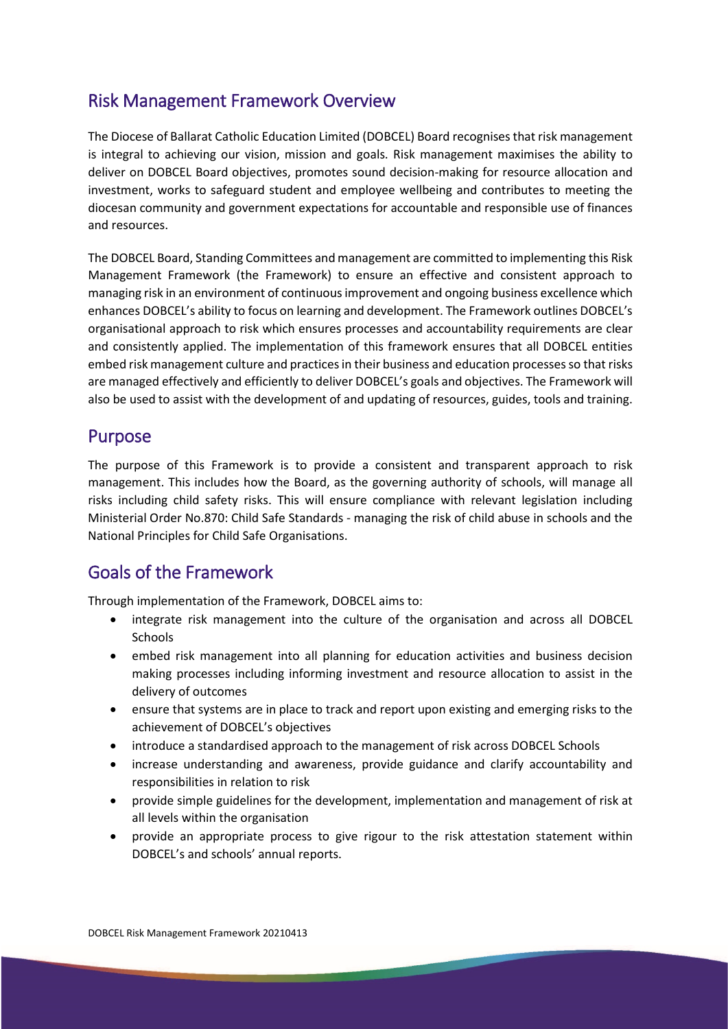## Risk Management Framework Overview

The Diocese of Ballarat Catholic Education Limited (DOBCEL) Board recognises that risk management is integral to achieving our vision, mission and goals. Risk management maximises the ability to deliver on DOBCEL Board objectives, promotes sound decision-making for resource allocation and investment, works to safeguard student and employee wellbeing and contributes to meeting the diocesan community and government expectations for accountable and responsible use of finances and resources.

The DOBCEL Board, Standing Committees and management are committed to implementing this Risk Management Framework (the Framework) to ensure an effective and consistent approach to managing risk in an environment of continuous improvement and ongoing business excellence which enhances DOBCEL's ability to focus on learning and development. The Framework outlines DOBCEL's organisational approach to risk which ensures processes and accountability requirements are clear and consistently applied. The implementation of this framework ensures that all DOBCEL entities embed risk management culture and practices in their business and education processes so that risks are managed effectively and efficiently to deliver DOBCEL's goals and objectives. The Framework will also be used to assist with the development of and updating of resources, guides, tools and training.

## Purpose

The purpose of this Framework is to provide a consistent and transparent approach to risk management. This includes how the Board, as the governing authority of schools, will manage all risks including child safety risks. This will ensure compliance with relevant legislation including Ministerial Order No.870: Child Safe Standards - managing the risk of child abuse in schools and the National Principles for Child Safe Organisations.

## Goals of the Framework

Through implementation of the Framework, DOBCEL aims to:

- integrate risk management into the culture of the organisation and across all DOBCEL Schools
- embed risk management into all planning for education activities and business decision making processes including informing investment and resource allocation to assist in the delivery of outcomes
- ensure that systems are in place to track and report upon existing and emerging risks to the achievement of DOBCEL's objectives
- introduce a standardised approach to the management of risk across DOBCEL Schools
- increase understanding and awareness, provide guidance and clarify accountability and responsibilities in relation to risk
- provide simple guidelines for the development, implementation and management of risk at all levels within the organisation
- provide an appropriate process to give rigour to the risk attestation statement within DOBCEL's and schools' annual reports.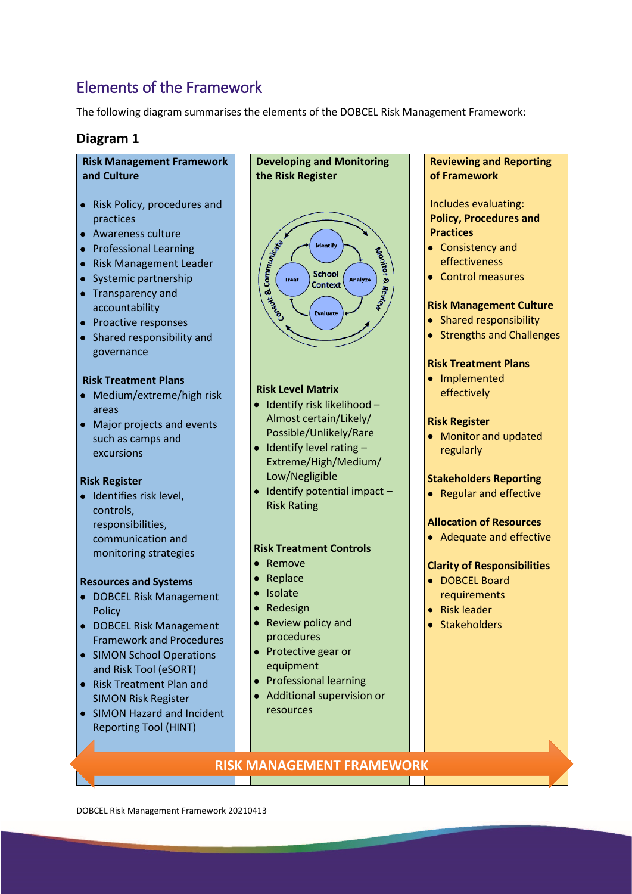## Elements of the Framework

The following diagram summarises the elements of the DOBCEL Risk Management Framework:

### Diagram 1

**Risk Management Framework and Culture**

- Risk Policy, procedures and practices
- Awareness culture
- Professional Learning
- Risk Management Leader
- Systemic partnership
- Transparency and accountability
- Proactive responses
- Shared responsibility and governance

**Risk Treatment Plans**

- Medium/extreme/high risk areas
- Major projects and events such as camps and excursions

**Risk Register**

- Identifies risk level, controls, responsibilities, communication and monitoring strategies

**Resources and Systems**

- DOBCEL Risk Management Policy
- DOBCEL Risk Management Framework and Procedures
- SIMON School Operations and Risk Tool (eSORT)
- Risk Treatment Plan and SIMON Risk Register
- SIMON Hazard and Incident Reporting Tool (HINT)

**Developing and Monitoring the Risk Register**

School Context: Identify → Analyze → Evaluate → Treat (Consult & Communicate; Monitor & Review)

**Risk Level Matrix**

- Identify risk likelihood – Almost certain/Likely/ Possible/Unlikely/Rare
- Identify level rating – Extreme/High/Medium/ Low/Negligible
- Identify potential impact – Risk Rating

**Risk Treatment Controls**

- Remove
- Replace
- Isolate
- Redesign
- Review policy and procedures
- Protective gear or equipment
- Professional learning
- Additional supervision or resources

**Reviewing and Reporting of Framework**

Includes evaluating:

**Policy, Procedures and Practices**

- Consistency and effectiveness
- Control measures

**Risk Management Culture**

- Shared responsibility
- Strengths and Challenges

**Risk Treatment Plans**

- Implemented effectively

**Risk Register**

- Monitor and updated regularly

**Stakeholders Reporting**

- Regular and effective

**Allocation of Resources**

- Adequate and effective

**Clarity of Responsibilities**

- DOBCEL Board requirements
- Risk leader
- Stakeholders

**RISK MANAGEMENT FRAMEWORK**

DOBCEL Risk Management Framework 20210413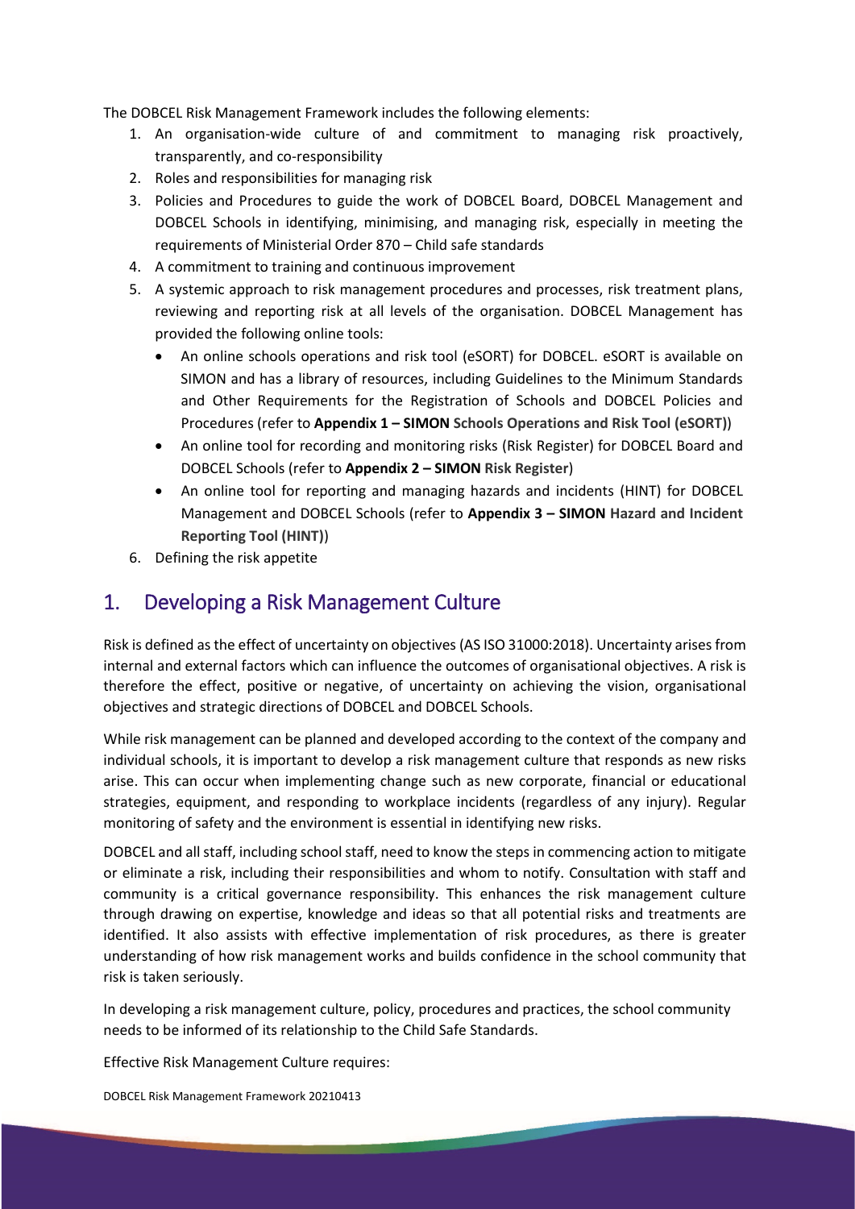The DOBCEL Risk Management Framework includes the following elements:

1. An organisation-wide culture of and commitment to managing risk proactively, transparently, and co-responsibility
2. Roles and responsibilities for managing risk
3. Policies and Procedures to guide the work of DOBCEL Board, DOBCEL Management and DOBCEL Schools in identifying, minimising, and managing risk, especially in meeting the requirements of Ministerial Order 870 – Child safe standards
4. A commitment to training and continuous improvement
5. A systemic approach to risk management procedures and processes, risk treatment plans, reviewing and reporting risk at all levels of the organisation. DOBCEL Management has provided the following online tools:
   - An online schools operations and risk tool (eSORT) for DOBCEL. eSORT is available on SIMON and has a library of resources, including Guidelines to the Minimum Standards and Other Requirements for the Registration of Schools and DOBCEL Policies and Procedures (refer to **Appendix 1 – SIMON Schools Operations and Risk Tool (eSORT)**)
   - An online tool for recording and monitoring risks (Risk Register) for DOBCEL Board and DOBCEL Schools (refer to **Appendix 2 – SIMON Risk Register**)
   - An online tool for reporting and managing hazards and incidents (HINT) for DOBCEL Management and DOBCEL Schools (refer to **Appendix 3 – SIMON Hazard and Incident Reporting Tool (HINT)**)
6. Defining the risk appetite

## 1. Developing a Risk Management Culture

Risk is defined as the effect of uncertainty on objectives (AS ISO 31000:2018). Uncertainty arises from internal and external factors which can influence the outcomes of organisational objectives. A risk is therefore the effect, positive or negative, of uncertainty on achieving the vision, organisational objectives and strategic directions of DOBCEL and DOBCEL Schools.

While risk management can be planned and developed according to the context of the company and individual schools, it is important to develop a risk management culture that responds as new risks arise. This can occur when implementing change such as new corporate, financial or educational strategies, equipment, and responding to workplace incidents (regardless of any injury). Regular monitoring of safety and the environment is essential in identifying new risks.

DOBCEL and all staff, including school staff, need to know the steps in commencing action to mitigate or eliminate a risk, including their responsibilities and whom to notify. Consultation with staff and community is a critical governance responsibility. This enhances the risk management culture through drawing on expertise, knowledge and ideas so that all potential risks and treatments are identified. It also assists with effective implementation of risk procedures, as there is greater understanding of how risk management works and builds confidence in the school community that risk is taken seriously.

In developing a risk management culture, policy, procedures and practices, the school community needs to be informed of its relationship to the Child Safe Standards.

Effective Risk Management Culture requires: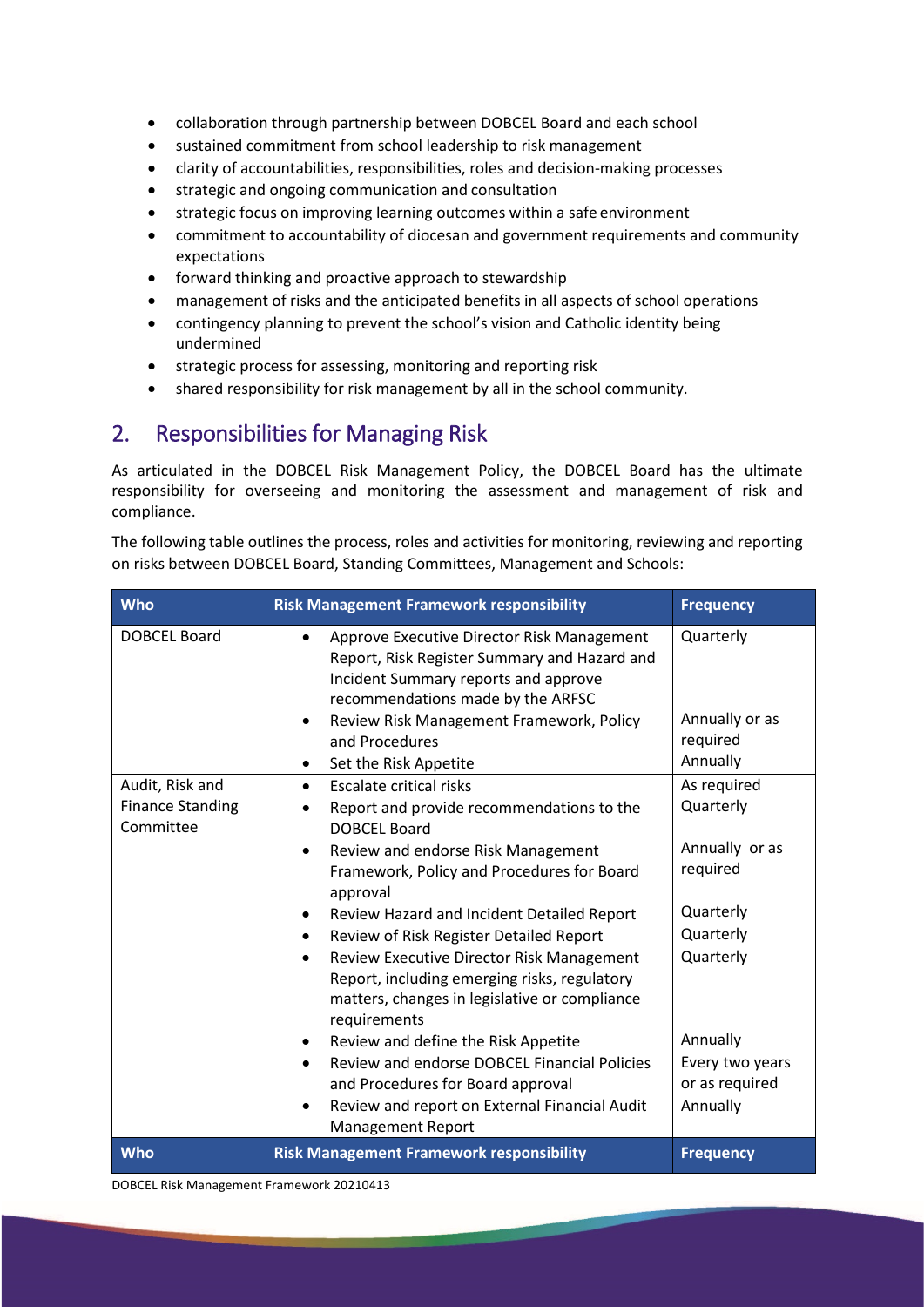- collaboration through partnership between DOBCEL Board and each school
- sustained commitment from school leadership to risk management
- clarity of accountabilities, responsibilities, roles and decision-making processes
- strategic and ongoing communication and consultation
- strategic focus on improving learning outcomes within a safe environment
- commitment to accountability of diocesan and government requirements and community expectations
- forward thinking and proactive approach to stewardship
- management of risks and the anticipated benefits in all aspects of school operations
- contingency planning to prevent the school's vision and Catholic identity being undermined
- strategic process for assessing, monitoring and reporting risk
- shared responsibility for risk management by all in the school community.

## 2. Responsibilities for Managing Risk

As articulated in the DOBCEL Risk Management Policy, the DOBCEL Board has the ultimate responsibility for overseeing and monitoring the assessment and management of risk and compliance.

The following table outlines the process, roles and activities for monitoring, reviewing and reporting on risks between DOBCEL Board, Standing Committees, Management and Schools:

| Who | Risk Management Framework responsibility | Frequency |
|---|---|---|
| DOBCEL Board | • Approve Executive Director Risk Management Report, Risk Register Summary and Hazard and Incident Summary reports and approve recommendations made by the ARFSC<br>• Review Risk Management Framework, Policy and Procedures<br>• Set the Risk Appetite | Quarterly<br><br>Annually or as required<br>Annually |
| Audit, Risk and Finance Standing Committee | • Escalate critical risks<br>• Report and provide recommendations to the DOBCEL Board<br>• Review and endorse Risk Management Framework, Policy and Procedures for Board approval<br>• Review Hazard and Incident Detailed Report<br>• Review of Risk Register Detailed Report<br>• Review Executive Director Risk Management Report, including emerging risks, regulatory matters, changes in legislative or compliance requirements<br>• Review and define the Risk Appetite<br>• Review and endorse DOBCEL Financial Policies and Procedures for Board approval<br>• Review and report on External Financial Audit Management Report | As required<br>Quarterly<br><br>Annually or as required<br><br>Quarterly<br>Quarterly<br>Quarterly<br><br><br>Annually<br>Every two years or as required<br>Annually |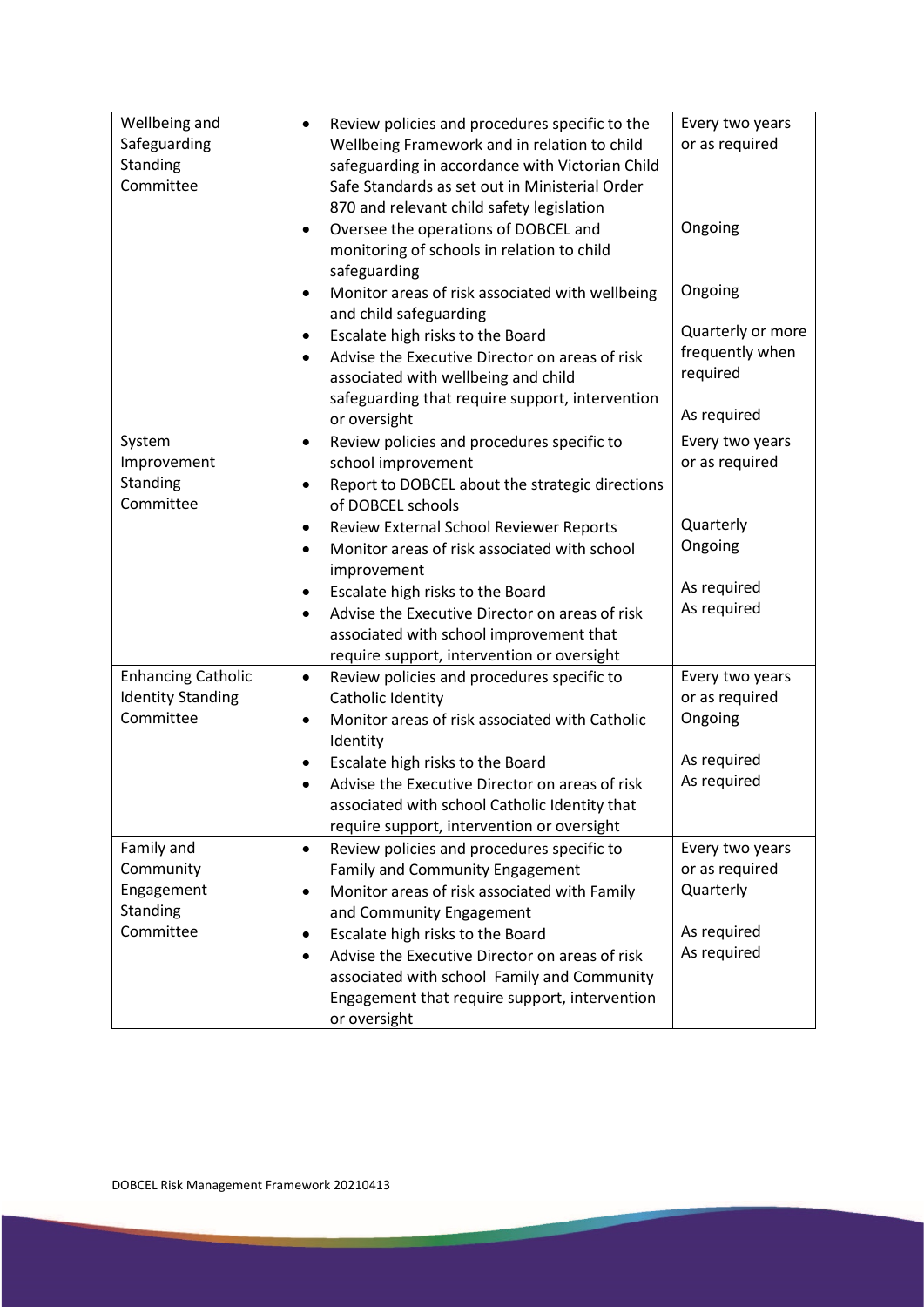| | | |
|---|---|---|
| Wellbeing and Safeguarding Standing Committee | • Review policies and procedures specific to the Wellbeing Framework and in relation to child safeguarding in accordance with Victorian Child Safe Standards as set out in Ministerial Order 870 and relevant child safety legislation<br>• Oversee the operations of DOBCEL and monitoring of schools in relation to child safeguarding<br>• Monitor areas of risk associated with wellbeing and child safeguarding<br>• Escalate high risks to the Board<br>• Advise the Executive Director on areas of risk associated with wellbeing and child safeguarding that require support, intervention or oversight | Every two years or as required<br><br>Ongoing<br><br>Ongoing<br><br>Quarterly or more frequently when required<br><br>As required |
| System Improvement Standing Committee | • Review policies and procedures specific to school improvement<br>• Report to DOBCEL about the strategic directions of DOBCEL schools<br>• Review External School Reviewer Reports<br>• Monitor areas of risk associated with school improvement<br>• Escalate high risks to the Board<br>• Advise the Executive Director on areas of risk associated with school improvement that require support, intervention or oversight | Every two years or as required<br><br>Quarterly<br>Ongoing<br><br>As required<br>As required |
| Enhancing Catholic Identity Standing Committee | • Review policies and procedures specific to Catholic Identity<br>• Monitor areas of risk associated with Catholic Identity<br>• Escalate high risks to the Board<br>• Advise the Executive Director on areas of risk associated with school Catholic Identity that require support, intervention or oversight | Every two years or as required<br>Ongoing<br><br>As required<br>As required |
| Family and Community Engagement Standing Committee | • Review policies and procedures specific to Family and Community Engagement<br>• Monitor areas of risk associated with Family and Community Engagement<br>• Escalate high risks to the Board<br>• Advise the Executive Director on areas of risk associated with school Family and Community Engagement that require support, intervention or oversight | Every two years or as required<br>Quarterly<br><br>As required<br>As required |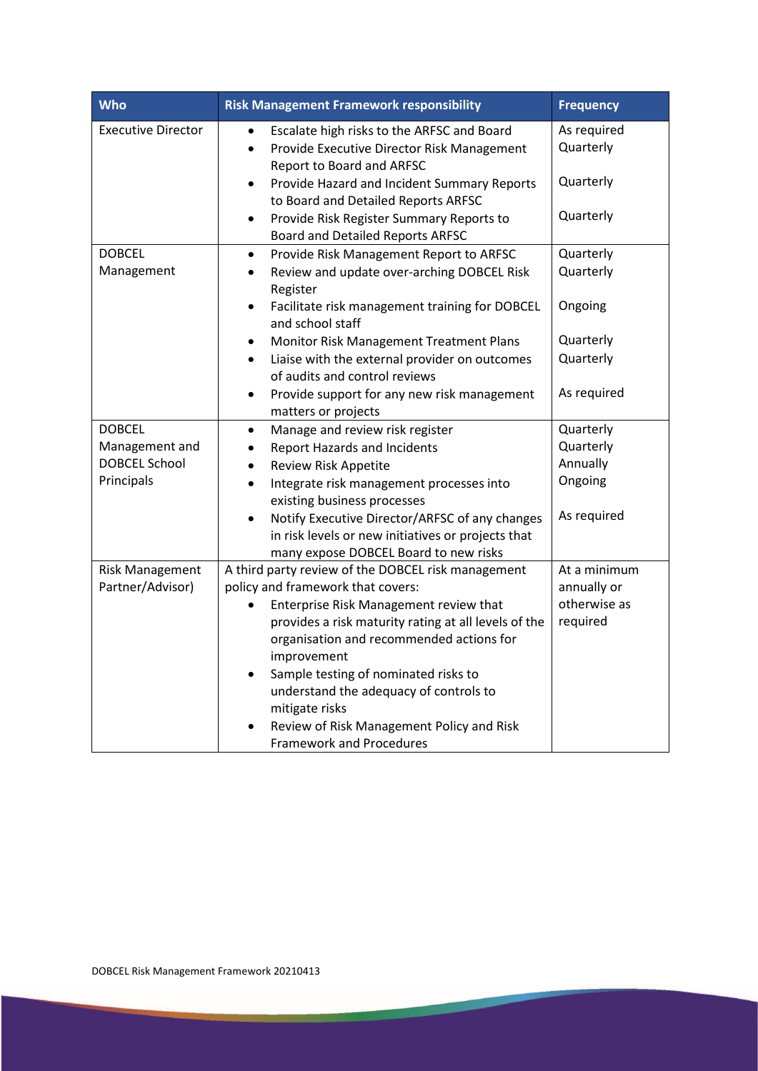| Who | Risk Management Framework responsibility | Frequency |
|---|---|---|
| Executive Director | • Escalate high risks to the ARFSC and Board<br>• Provide Executive Director Risk Management Report to Board and ARFSC<br>• Provide Hazard and Incident Summary Reports to Board and Detailed Reports ARFSC<br>• Provide Risk Register Summary Reports to Board and Detailed Reports ARFSC | As required<br>Quarterly<br><br>Quarterly<br><br>Quarterly |
| DOBCEL Management | • Provide Risk Management Report to ARFSC<br>• Review and update over-arching DOBCEL Risk Register<br>• Facilitate risk management training for DOBCEL and school staff<br>• Monitor Risk Management Treatment Plans<br>• Liaise with the external provider on outcomes of audits and control reviews<br>• Provide support for any new risk management matters or projects | Quarterly<br>Quarterly<br><br>Ongoing<br><br>Quarterly<br>Quarterly<br><br>As required |
| DOBCEL Management and DOBCEL School Principals | • Manage and review risk register<br>• Report Hazards and Incidents<br>• Review Risk Appetite<br>• Integrate risk management processes into existing business processes<br>• Notify Executive Director/ARFSC of any changes in risk levels or new initiatives or projects that many expose DOBCEL Board to new risks | Quarterly<br>Quarterly<br>Annually<br>Ongoing<br><br>As required |
| Risk Management Partner/Advisor) | A third party review of the DOBCEL risk management policy and framework that covers:<br>• Enterprise Risk Management review that provides a risk maturity rating at all levels of the organisation and recommended actions for improvement<br>• Sample testing of nominated risks to understand the adequacy of controls to mitigate risks<br>• Review of Risk Management Policy and Risk Framework and Procedures | At a minimum annually or otherwise as required |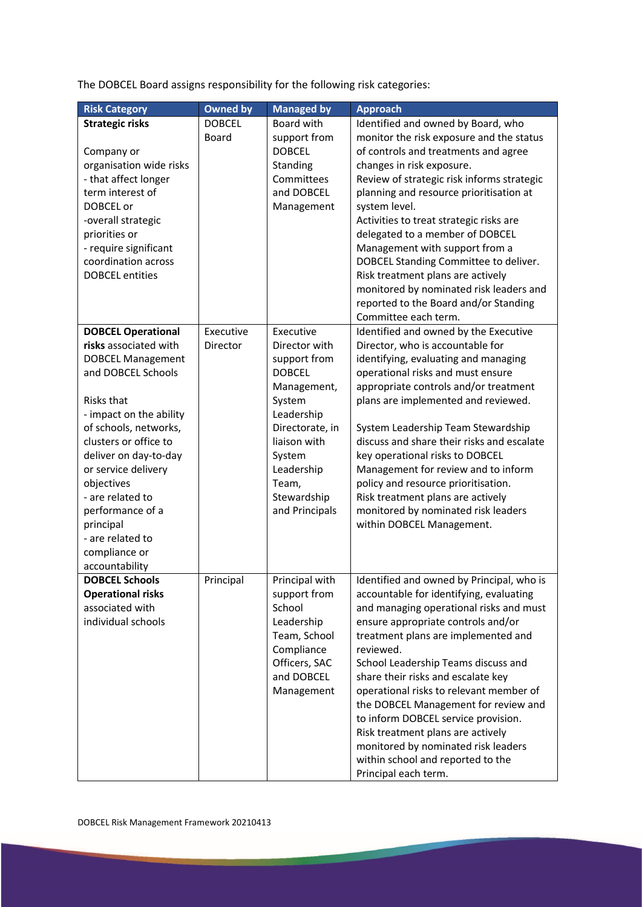The DOBCEL Board assigns responsibility for the following risk categories:

| Risk Category | Owned by | Managed by | Approach |
|---|---|---|---|
| **Strategic risks**<br><br>Company or organisation wide risks<br>- that affect longer term interest of DOBCEL or<br>-overall strategic priorities or<br>- require significant coordination across DOBCEL entities | DOBCEL Board | Board with support from DOBCEL Standing Committees and DOBCEL Management | Identified and owned by Board, who monitor the risk exposure and the status of controls and treatments and agree changes in risk exposure.<br>Review of strategic risk informs strategic planning and resource prioritisation at system level.<br>Activities to treat strategic risks are delegated to a member of DOBCEL Management with support from a DOBCEL Standing Committee to deliver.<br>Risk treatment plans are actively monitored by nominated risk leaders and reported to the Board and/or Standing Committee each term. |
| **DOBCEL Operational risks** associated with DOBCEL Management and DOBCEL Schools<br><br>Risks that<br>- impact on the ability of schools, networks, clusters or office to deliver on day-to-day or service delivery objectives<br>- are related to performance of a principal<br>- are related to compliance or accountability | Executive Director | Executive Director with support from DOBCEL Management, System Leadership Directorate, in liaison with System Leadership Team, Stewardship and Principals | Identified and owned by the Executive Director, who is accountable for identifying, evaluating and managing operational risks and must ensure appropriate controls and/or treatment plans are implemented and reviewed.<br><br>System Leadership Team Stewardship discuss and share their risks and escalate key operational risks to DOBCEL Management for review and to inform policy and resource prioritisation.<br>Risk treatment plans are actively monitored by nominated risk leaders within DOBCEL Management. |
| **DOBCEL Schools Operational risks** associated with individual schools | Principal | Principal with support from School Leadership Team, School Compliance Officers, SAC and DOBCEL Management | Identified and owned by Principal, who is accountable for identifying, evaluating and managing operational risks and must ensure appropriate controls and/or treatment plans are implemented and reviewed.<br>School Leadership Teams discuss and share their risks and escalate key operational risks to relevant member of the DOBCEL Management for review and to inform DOBCEL service provision.<br>Risk treatment plans are actively monitored by nominated risk leaders within school and reported to the Principal each term. |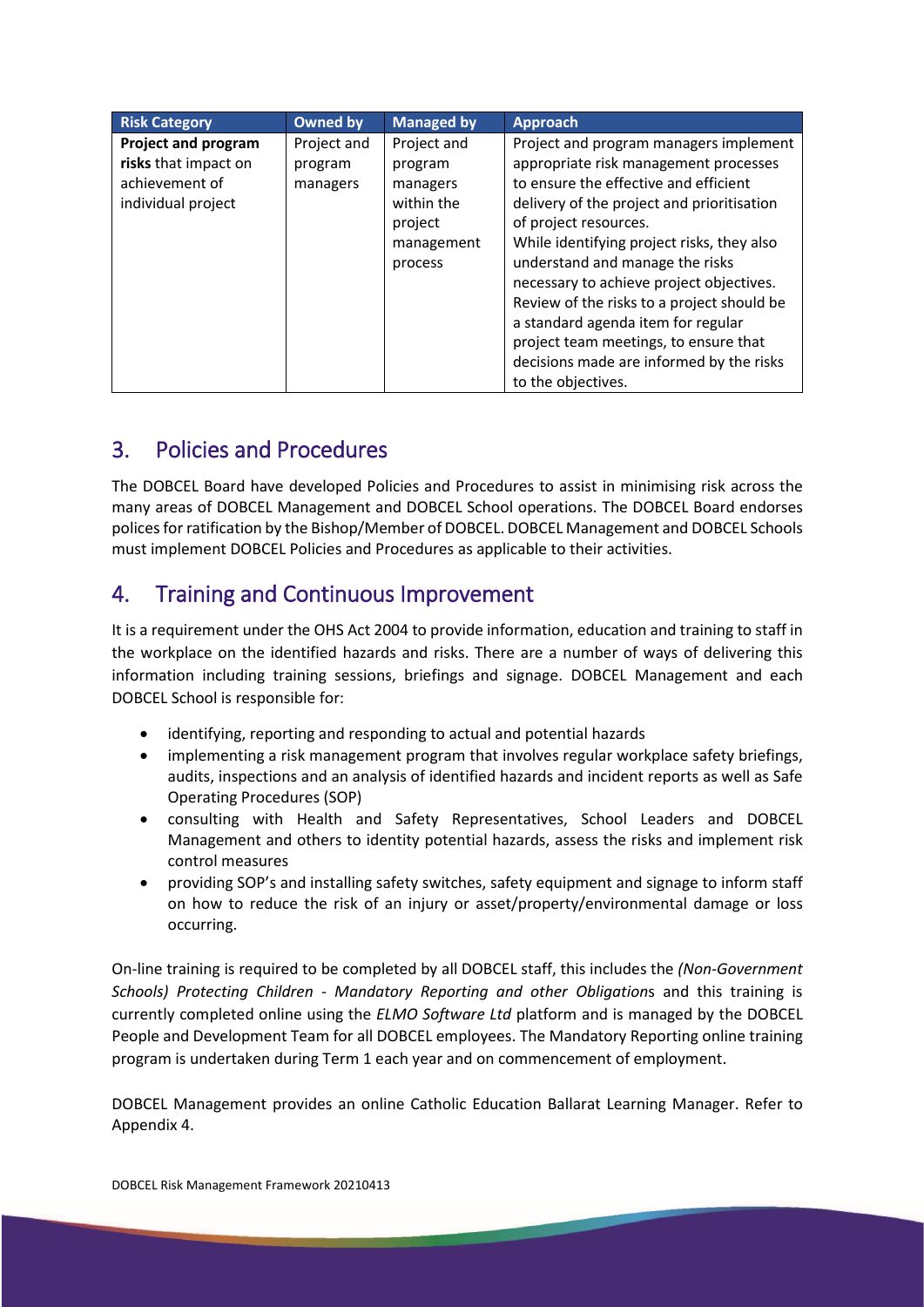| Risk Category | Owned by | Managed by | Approach |
|---|---|---|---|
| **Project and program risks** that impact on achievement of individual project | Project and program managers | Project and program managers within the project management process | Project and program managers implement appropriate risk management processes to ensure the effective and efficient delivery of the project and prioritisation of project resources. While identifying project risks, they also understand and manage the risks necessary to achieve project objectives. Review of the risks to a project should be a standard agenda item for regular project team meetings, to ensure that decisions made are informed by the risks to the objectives. |

## 3. Policies and Procedures

The DOBCEL Board have developed Policies and Procedures to assist in minimising risk across the many areas of DOBCEL Management and DOBCEL School operations. The DOBCEL Board endorses polices for ratification by the Bishop/Member of DOBCEL. DOBCEL Management and DOBCEL Schools must implement DOBCEL Policies and Procedures as applicable to their activities.

## 4. Training and Continuous Improvement

It is a requirement under the OHS Act 2004 to provide information, education and training to staff in the workplace on the identified hazards and risks. There are a number of ways of delivering this information including training sessions, briefings and signage. DOBCEL Management and each DOBCEL School is responsible for:

- identifying, reporting and responding to actual and potential hazards
- implementing a risk management program that involves regular workplace safety briefings, audits, inspections and an analysis of identified hazards and incident reports as well as Safe Operating Procedures (SOP)
- consulting with Health and Safety Representatives, School Leaders and DOBCEL Management and others to identity potential hazards, assess the risks and implement risk control measures
- providing SOP's and installing safety switches, safety equipment and signage to inform staff on how to reduce the risk of an injury or asset/property/environmental damage or loss occurring.

On-line training is required to be completed by all DOBCEL staff, this includes the *(Non-Government Schools) Protecting Children - Mandatory Reporting and other Obligation*s and this training is currently completed online using the *ELMO Software Ltd* platform and is managed by the DOBCEL People and Development Team for all DOBCEL employees. The Mandatory Reporting online training program is undertaken during Term 1 each year and on commencement of employment.

DOBCEL Management provides an online Catholic Education Ballarat Learning Manager. Refer to Appendix 4.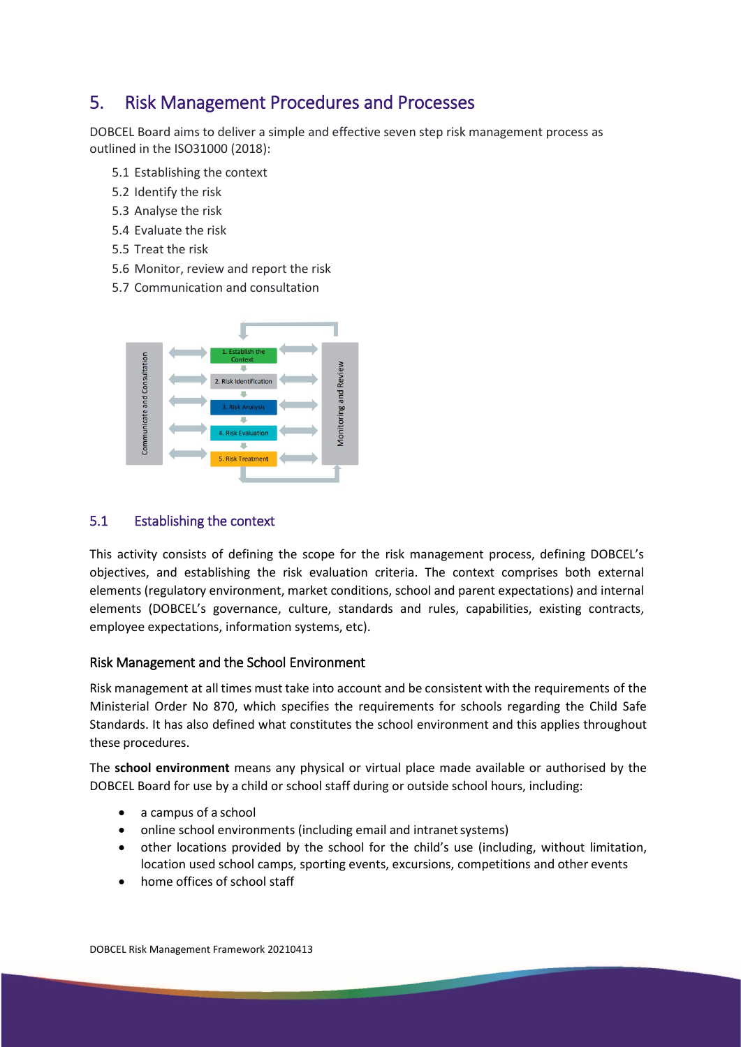## 5. Risk Management Procedures and Processes

DOBCEL Board aims to deliver a simple and effective seven step risk management process as outlined in the ISO31000 (2018):

- 5.1 Establishing the context
- 5.2 Identify the risk
- 5.3 Analyse the risk
- 5.4 Evaluate the risk
- 5.5 Treat the risk
- 5.6 Monitor, review and report the risk
- 5.7 Communication and consultation

### 5.1 Establishing the context

This activity consists of defining the scope for the risk management process, defining DOBCEL's objectives, and establishing the risk evaluation criteria. The context comprises both external elements (regulatory environment, market conditions, school and parent expectations) and internal elements (DOBCEL's governance, culture, standards and rules, capabilities, existing contracts, employee expectations, information systems, etc).

#### Risk Management and the School Environment

Risk management at all times must take into account and be consistent with the requirements of the Ministerial Order No 870, which specifies the requirements for schools regarding the Child Safe Standards. It has also defined what constitutes the school environment and this applies throughout these procedures.

The **school environment** means any physical or virtual place made available or authorised by the DOBCEL Board for use by a child or school staff during or outside school hours, including:

- a campus of a school
- online school environments (including email and intranet systems)
- other locations provided by the school for the child's use (including, without limitation, location used school camps, sporting events, excursions, competitions and other events
- home offices of school staff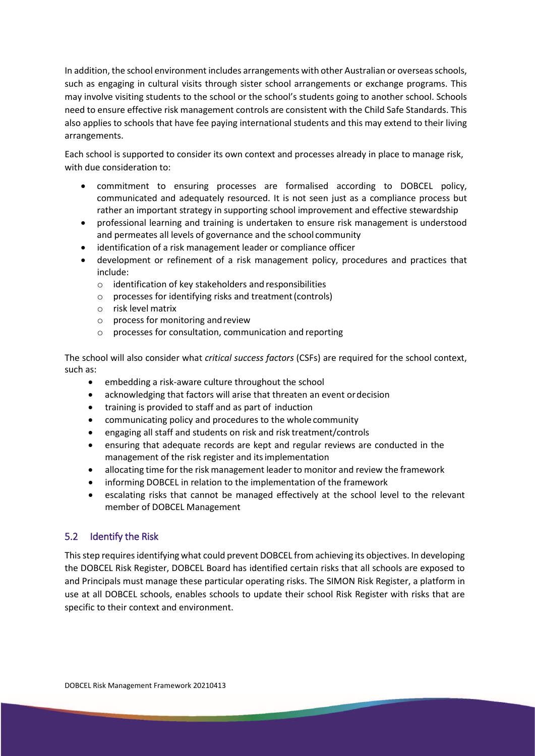In addition, the school environment includes arrangements with other Australian or overseas schools, such as engaging in cultural visits through sister school arrangements or exchange programs. This may involve visiting students to the school or the school's students going to another school. Schools need to ensure effective risk management controls are consistent with the Child Safe Standards. This also applies to schools that have fee paying international students and this may extend to their living arrangements.

Each school is supported to consider its own context and processes already in place to manage risk, with due consideration to:

- commitment to ensuring processes are formalised according to DOBCEL policy, communicated and adequately resourced. It is not seen just as a compliance process but rather an important strategy in supporting school improvement and effective stewardship
- professional learning and training is undertaken to ensure risk management is understood and permeates all levels of governance and the school community
- identification of a risk management leader or compliance officer
- development or refinement of a risk management policy, procedures and practices that include:
  - identification of key stakeholders and responsibilities
  - processes for identifying risks and treatment (controls)
  - risk level matrix
  - process for monitoring and review
  - processes for consultation, communication and reporting

The school will also consider what *critical success factors* (CSFs) are required for the school context, such as:

- embedding a risk-aware culture throughout the school
- acknowledging that factors will arise that threaten an event or decision
- training is provided to staff and as part of induction
- communicating policy and procedures to the whole community
- engaging all staff and students on risk and risk treatment/controls
- ensuring that adequate records are kept and regular reviews are conducted in the management of the risk register and its implementation
- allocating time for the risk management leader to monitor and review the framework
- informing DOBCEL in relation to the implementation of the framework
- escalating risks that cannot be managed effectively at the school level to the relevant member of DOBCEL Management

## 5.2 Identify the Risk

This step requires identifying what could prevent DOBCEL from achieving its objectives. In developing the DOBCEL Risk Register, DOBCEL Board has identified certain risks that all schools are exposed to and Principals must manage these particular operating risks. The SIMON Risk Register, a platform in use at all DOBCEL schools, enables schools to update their school Risk Register with risks that are specific to their context and environment.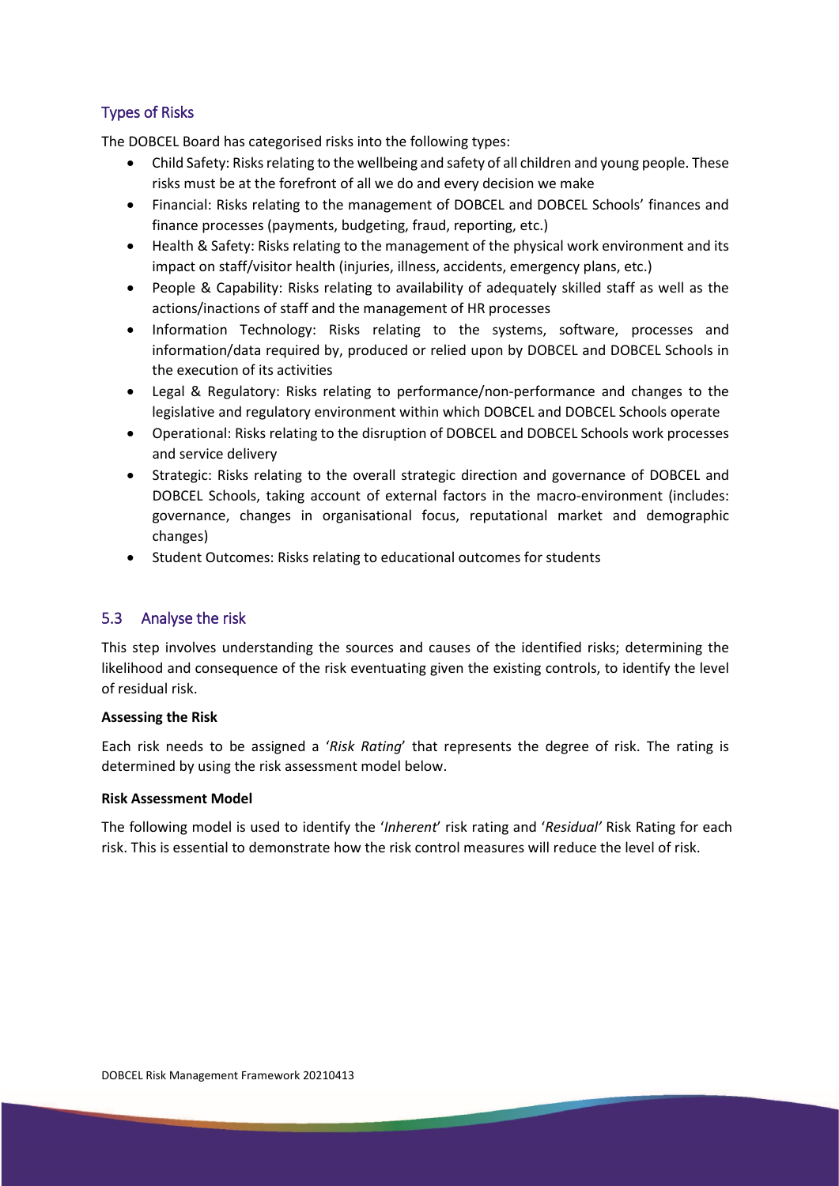### Types of Risks

The DOBCEL Board has categorised risks into the following types:

- Child Safety: Risks relating to the wellbeing and safety of all children and young people. These risks must be at the forefront of all we do and every decision we make
- Financial: Risks relating to the management of DOBCEL and DOBCEL Schools' finances and finance processes (payments, budgeting, fraud, reporting, etc.)
- Health & Safety: Risks relating to the management of the physical work environment and its impact on staff/visitor health (injuries, illness, accidents, emergency plans, etc.)
- People & Capability: Risks relating to availability of adequately skilled staff as well as the actions/inactions of staff and the management of HR processes
- Information Technology: Risks relating to the systems, software, processes and information/data required by, produced or relied upon by DOBCEL and DOBCEL Schools in the execution of its activities
- Legal & Regulatory: Risks relating to performance/non-performance and changes to the legislative and regulatory environment within which DOBCEL and DOBCEL Schools operate
- Operational: Risks relating to the disruption of DOBCEL and DOBCEL Schools work processes and service delivery
- Strategic: Risks relating to the overall strategic direction and governance of DOBCEL and DOBCEL Schools, taking account of external factors in the macro-environment (includes: governance, changes in organisational focus, reputational market and demographic changes)
- Student Outcomes: Risks relating to educational outcomes for students

## 5.3 Analyse the risk

This step involves understanding the sources and causes of the identified risks; determining the likelihood and consequence of the risk eventuating given the existing controls, to identify the level of residual risk.

**Assessing the Risk**

Each risk needs to be assigned a '*Risk Rating*' that represents the degree of risk. The rating is determined by using the risk assessment model below.

**Risk Assessment Model**

The following model is used to identify the '*Inherent*' risk rating and '*Residual'* Risk Rating for each risk. This is essential to demonstrate how the risk control measures will reduce the level of risk.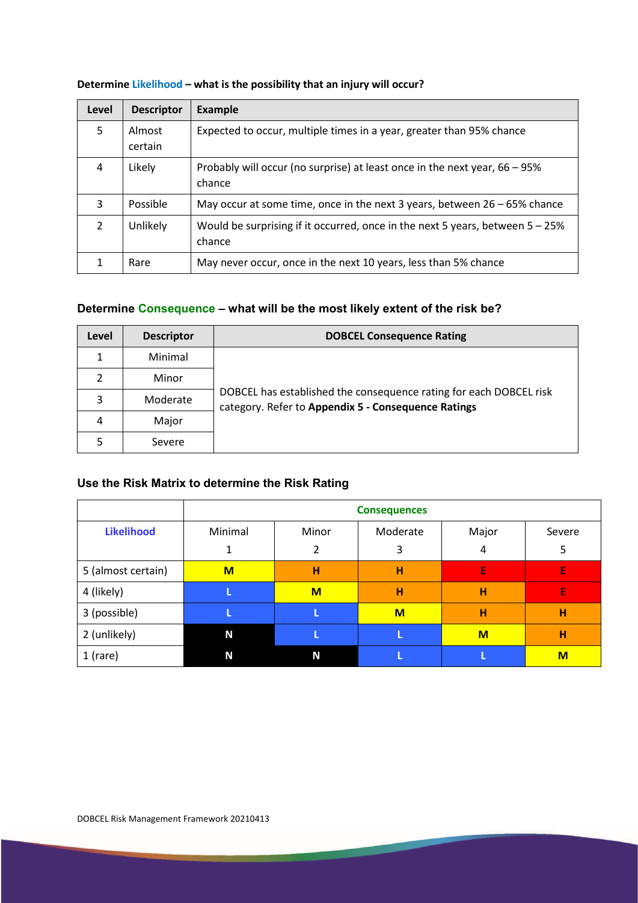**Determine Likelihood – what is the possibility that an injury will occur?**

| Level | Descriptor | Example |
|---|---|---|
| 5 | Almost certain | Expected to occur, multiple times in a year, greater than 95% chance |
| 4 | Likely | Probably will occur (no surprise) at least once in the next year, 66 – 95% chance |
| 3 | Possible | May occur at some time, once in the next 3 years, between 26 – 65% chance |
| 2 | Unlikely | Would be surprising if it occurred, once in the next 5 years, between 5 – 25% chance |
| 1 | Rare | May never occur, once in the next 10 years, less than 5% chance |

### Determine Consequence – what will be the most likely extent of the risk be?

| Level | Descriptor | DOBCEL Consequence Rating |
|---|---|---|
| 1 | Minimal | DOBCEL has established the consequence rating for each DOBCEL risk category. Refer to **Appendix 5 - Consequence Ratings** |
| 2 | Minor | |
| 3 | Moderate | |
| 4 | Major | |
| 5 | Severe | |

### Use the Risk Matrix to determine the Risk Rating

| | Consequences | | | | |
|---|---|---|---|---|---|
| **Likelihood** | Minimal 1 | Minor 2 | Moderate 3 | Major 4 | Severe 5 |
| 5 (almost certain) | **M** | **H** | **H** | **E** | **E** |
| 4 (likely) | **L** | **M** | **H** | **H** | **E** |
| 3 (possible) | **L** | **L** | **M** | **H** | **H** |
| 2 (unlikely) | **N** | **L** | **L** | **M** | **H** |
| 1 (rare) | **N** | **N** | **L** | **L** | **M** |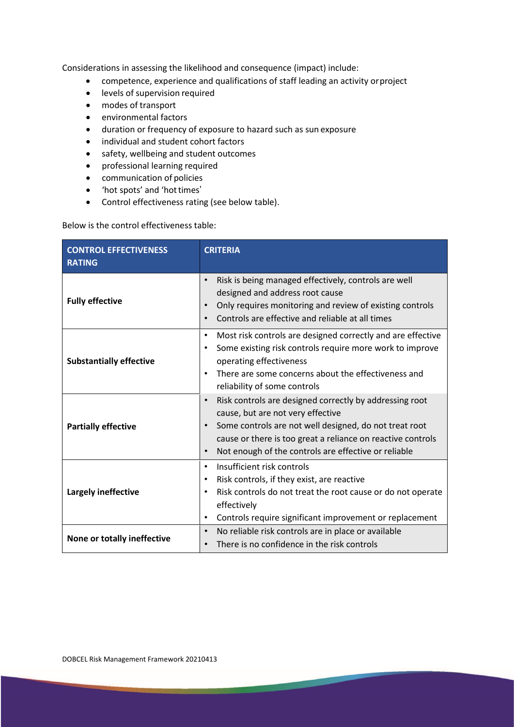Considerations in assessing the likelihood and consequence (impact) include:

- competence, experience and qualifications of staff leading an activity or project
- levels of supervision required
- modes of transport
- environmental factors
- duration or frequency of exposure to hazard such as sun exposure
- individual and student cohort factors
- safety, wellbeing and student outcomes
- professional learning required
- communication of policies
- 'hot spots' and 'hot times'
- Control effectiveness rating (see below table).

Below is the control effectiveness table:

| CONTROL EFFECTIVENESS RATING | CRITERIA |
|---|---|
| **Fully effective** | • Risk is being managed effectively, controls are well designed and address root cause<br>• Only requires monitoring and review of existing controls<br>• Controls are effective and reliable at all times |
| **Substantially effective** | • Most risk controls are designed correctly and are effective<br>• Some existing risk controls require more work to improve operating effectiveness<br>• There are some concerns about the effectiveness and reliability of some controls |
| **Partially effective** | • Risk controls are designed correctly by addressing root cause, but are not very effective<br>• Some controls are not well designed, do not treat root cause or there is too great a reliance on reactive controls<br>• Not enough of the controls are effective or reliable |
| **Largely ineffective** | • Insufficient risk controls<br>• Risk controls, if they exist, are reactive<br>• Risk controls do not treat the root cause or do not operate effectively<br>• Controls require significant improvement or replacement |
| **None or totally ineffective** | • No reliable risk controls are in place or available<br>• There is no confidence in the risk controls |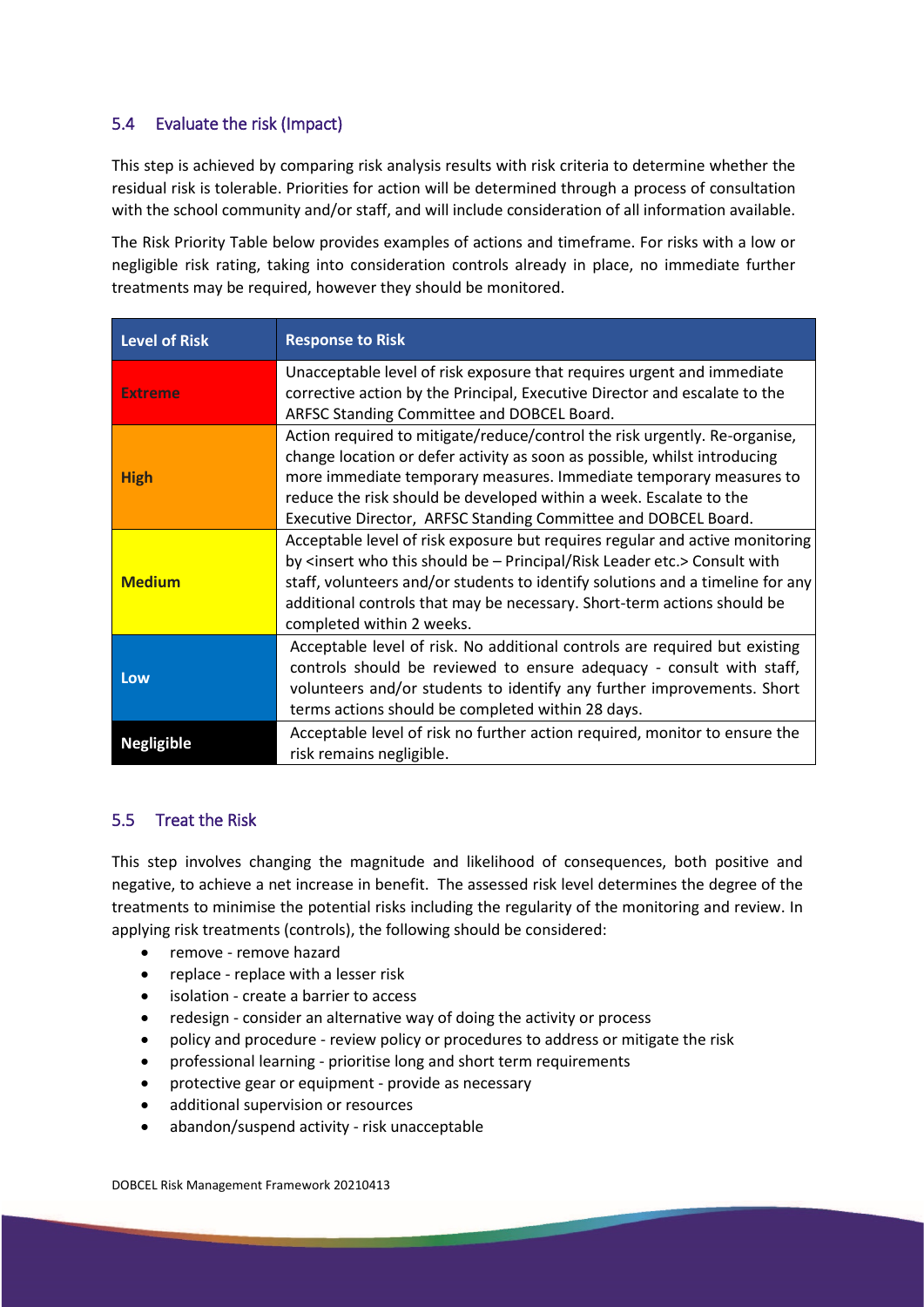### 5.4 Evaluate the risk (Impact)

This step is achieved by comparing risk analysis results with risk criteria to determine whether the residual risk is tolerable. Priorities for action will be determined through a process of consultation with the school community and/or staff, and will include consideration of all information available.

The Risk Priority Table below provides examples of actions and timeframe. For risks with a low or negligible risk rating, taking into consideration controls already in place, no immediate further treatments may be required, however they should be monitored.

| Level of Risk | Response to Risk |
| --- | --- |
| **Extreme** | Unacceptable level of risk exposure that requires urgent and immediate corrective action by the Principal, Executive Director and escalate to the ARFSC Standing Committee and DOBCEL Board. |
| **High** | Action required to mitigate/reduce/control the risk urgently. Re-organise, change location or defer activity as soon as possible, whilst introducing more immediate temporary measures. Immediate temporary measures to reduce the risk should be developed within a week. Escalate to the Executive Director, ARFSC Standing Committee and DOBCEL Board. |
| **Medium** | Acceptable level of risk exposure but requires regular and active monitoring by <insert who this should be – Principal/Risk Leader etc.> Consult with staff, volunteers and/or students to identify solutions and a timeline for any additional controls that may be necessary. Short-term actions should be completed within 2 weeks. |
| **Low** | Acceptable level of risk. No additional controls are required but existing controls should be reviewed to ensure adequacy - consult with staff, volunteers and/or students to identify any further improvements. Short terms actions should be completed within 28 days. |
| **Negligible** | Acceptable level of risk no further action required, monitor to ensure the risk remains negligible. |

### 5.5 Treat the Risk

This step involves changing the magnitude and likelihood of consequences, both positive and negative, to achieve a net increase in benefit. The assessed risk level determines the degree of the treatments to minimise the potential risks including the regularity of the monitoring and review. In applying risk treatments (controls), the following should be considered:

- remove - remove hazard
- replace - replace with a lesser risk
- isolation - create a barrier to access
- redesign - consider an alternative way of doing the activity or process
- policy and procedure - review policy or procedures to address or mitigate the risk
- professional learning - prioritise long and short term requirements
- protective gear or equipment - provide as necessary
- additional supervision or resources
- abandon/suspend activity - risk unacceptable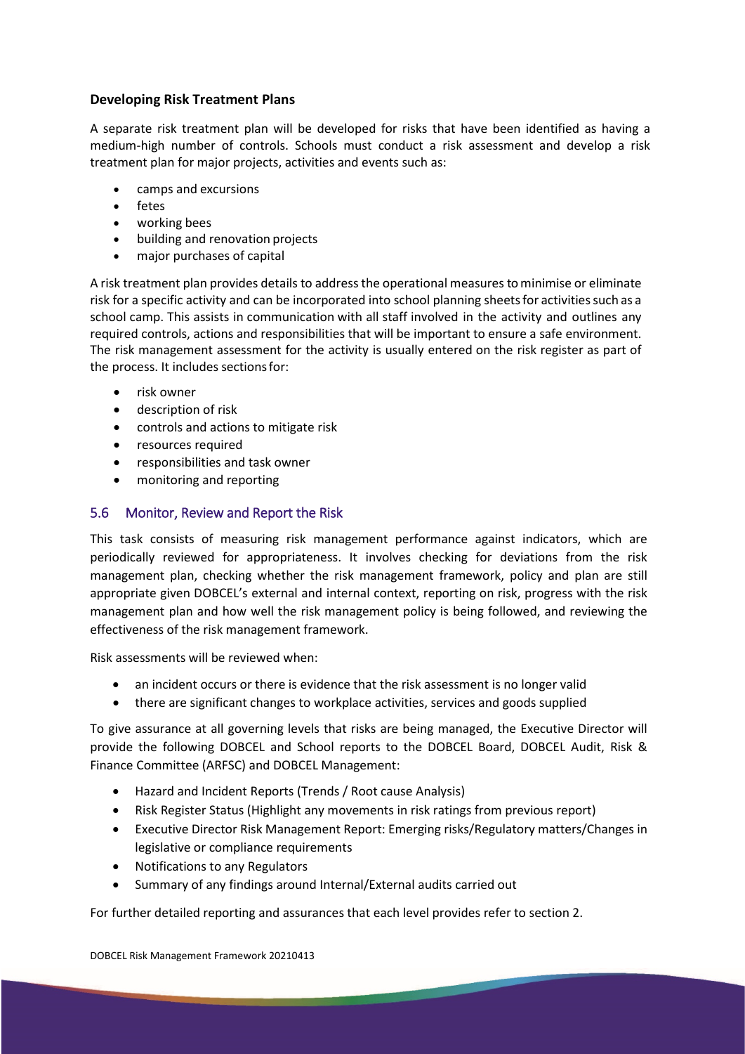**Developing Risk Treatment Plans**

A separate risk treatment plan will be developed for risks that have been identified as having a medium-high number of controls. Schools must conduct a risk assessment and develop a risk treatment plan for major projects, activities and events such as:

- camps and excursions
- fetes
- working bees
- building and renovation projects
- major purchases of capital

A risk treatment plan provides details to address the operational measures to minimise or eliminate risk for a specific activity and can be incorporated into school planning sheets for activities such as a school camp. This assists in communication with all staff involved in the activity and outlines any required controls, actions and responsibilities that will be important to ensure a safe environment. The risk management assessment for the activity is usually entered on the risk register as part of the process. It includes sections for:

- risk owner
- description of risk
- controls and actions to mitigate risk
- resources required
- responsibilities and task owner
- monitoring and reporting

## 5.6 Monitor, Review and Report the Risk

This task consists of measuring risk management performance against indicators, which are periodically reviewed for appropriateness. It involves checking for deviations from the risk management plan, checking whether the risk management framework, policy and plan are still appropriate given DOBCEL's external and internal context, reporting on risk, progress with the risk management plan and how well the risk management policy is being followed, and reviewing the effectiveness of the risk management framework.

Risk assessments will be reviewed when:

- an incident occurs or there is evidence that the risk assessment is no longer valid
- there are significant changes to workplace activities, services and goods supplied

To give assurance at all governing levels that risks are being managed, the Executive Director will provide the following DOBCEL and School reports to the DOBCEL Board, DOBCEL Audit, Risk & Finance Committee (ARFSC) and DOBCEL Management:

- Hazard and Incident Reports (Trends / Root cause Analysis)
- Risk Register Status (Highlight any movements in risk ratings from previous report)
- Executive Director Risk Management Report: Emerging risks/Regulatory matters/Changes in legislative or compliance requirements
- Notifications to any Regulators
- Summary of any findings around Internal/External audits carried out

For further detailed reporting and assurances that each level provides refer to section 2.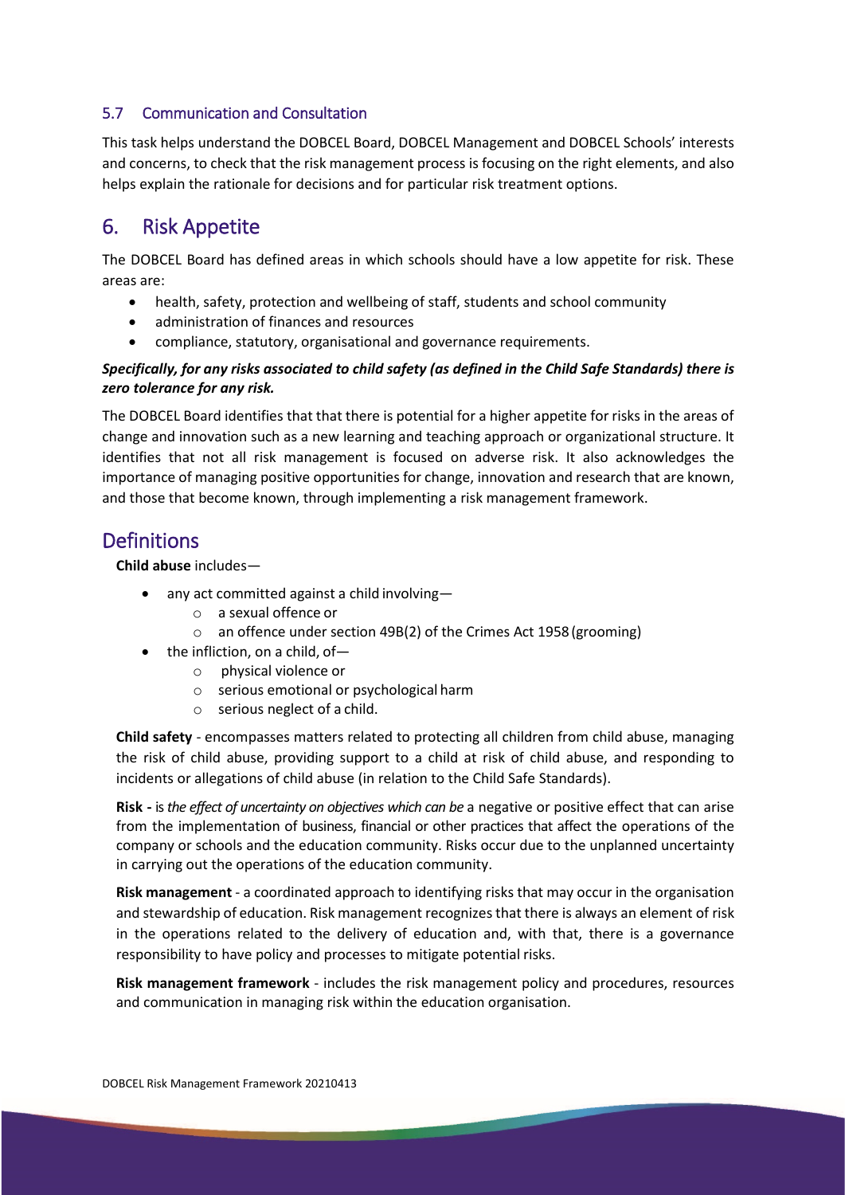### 5.7 Communication and Consultation

This task helps understand the DOBCEL Board, DOBCEL Management and DOBCEL Schools' interests and concerns, to check that the risk management process is focusing on the right elements, and also helps explain the rationale for decisions and for particular risk treatment options.

## 6. Risk Appetite

The DOBCEL Board has defined areas in which schools should have a low appetite for risk. These areas are:

- health, safety, protection and wellbeing of staff, students and school community
- administration of finances and resources
- compliance, statutory, organisational and governance requirements.

***Specifically, for any risks associated to child safety (as defined in the Child Safe Standards) there is zero tolerance for any risk.***

The DOBCEL Board identifies that that there is potential for a higher appetite for risks in the areas of change and innovation such as a new learning and teaching approach or organizational structure. It identifies that not all risk management is focused on adverse risk. It also acknowledges the importance of managing positive opportunities for change, innovation and research that are known, and those that become known, through implementing a risk management framework.

## Definitions

**Child abuse** includes—

- any act committed against a child involving—
  - a sexual offence or
  - an offence under section 49B(2) of the Crimes Act 1958 (grooming)
- the infliction, on a child, of—
  - physical violence or
  - serious emotional or psychological harm
  - serious neglect of a child.

**Child safety** - encompasses matters related to protecting all children from child abuse, managing the risk of child abuse, providing support to a child at risk of child abuse, and responding to incidents or allegations of child abuse (in relation to the Child Safe Standards).

**Risk -** is *the effect of uncertainty on objectives which can be* a negative or positive effect that can arise from the implementation of business, financial or other practices that affect the operations of the company or schools and the education community. Risks occur due to the unplanned uncertainty in carrying out the operations of the education community.

**Risk management** - a coordinated approach to identifying risks that may occur in the organisation and stewardship of education. Risk management recognizes that there is always an element of risk in the operations related to the delivery of education and, with that, there is a governance responsibility to have policy and processes to mitigate potential risks.

**Risk management framework** - includes the risk management policy and procedures, resources and communication in managing risk within the education organisation.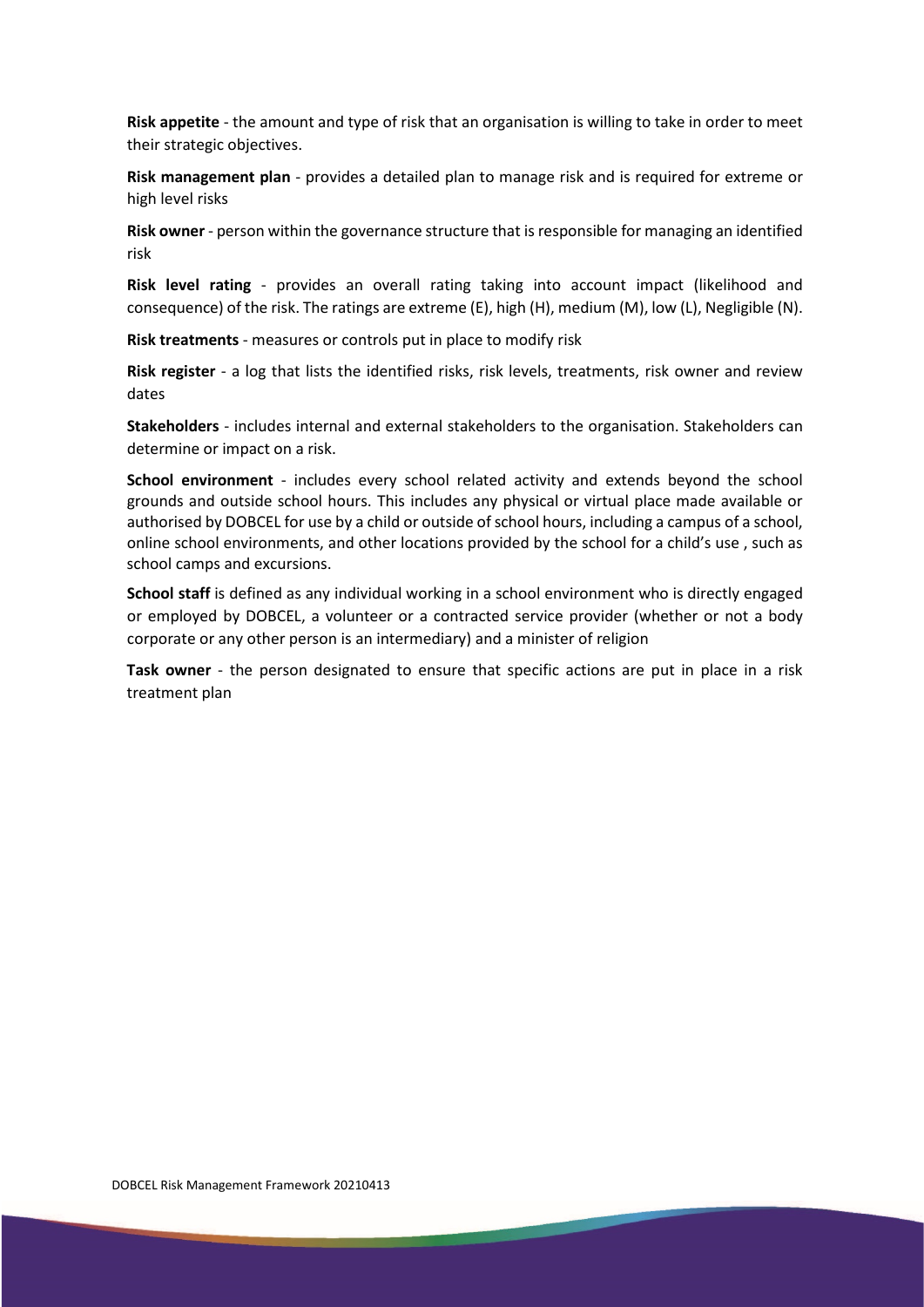**Risk appetite** - the amount and type of risk that an organisation is willing to take in order to meet their strategic objectives.

**Risk management plan** - provides a detailed plan to manage risk and is required for extreme or high level risks

**Risk owner** - person within the governance structure that is responsible for managing an identified risk

**Risk level rating** - provides an overall rating taking into account impact (likelihood and consequence) of the risk. The ratings are extreme (E), high (H), medium (M), low (L), Negligible (N).

**Risk treatments** - measures or controls put in place to modify risk

**Risk register** - a log that lists the identified risks, risk levels, treatments, risk owner and review dates

**Stakeholders** - includes internal and external stakeholders to the organisation. Stakeholders can determine or impact on a risk.

**School environment** - includes every school related activity and extends beyond the school grounds and outside school hours. This includes any physical or virtual place made available or authorised by DOBCEL for use by a child or outside of school hours, including a campus of a school, online school environments, and other locations provided by the school for a child's use , such as school camps and excursions.

**School staff** is defined as any individual working in a school environment who is directly engaged or employed by DOBCEL, a volunteer or a contracted service provider (whether or not a body corporate or any other person is an intermediary) and a minister of religion

**Task owner** - the person designated to ensure that specific actions are put in place in a risk treatment plan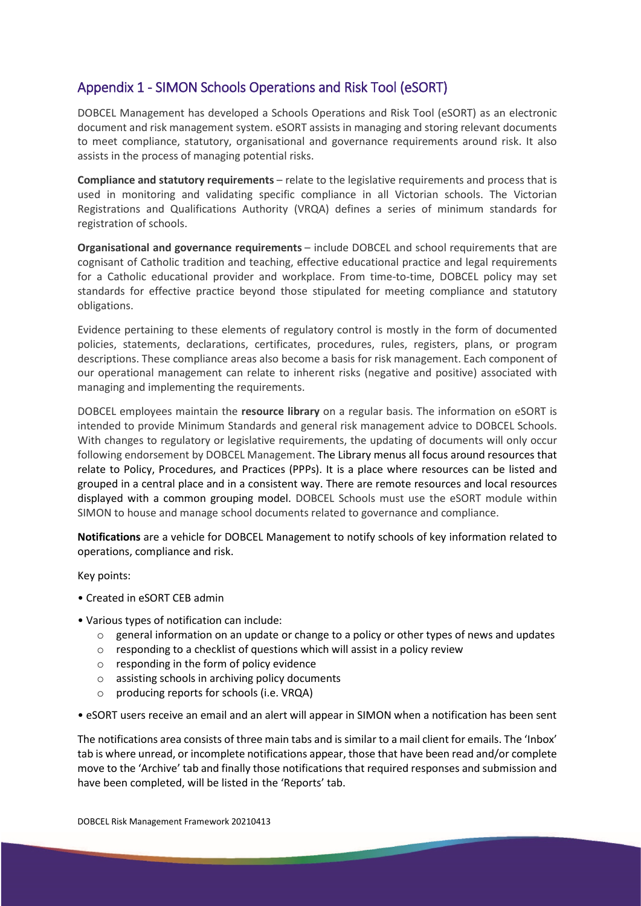## Appendix 1 - SIMON Schools Operations and Risk Tool (eSORT)

DOBCEL Management has developed a Schools Operations and Risk Tool (eSORT) as an electronic document and risk management system. eSORT assists in managing and storing relevant documents to meet compliance, statutory, organisational and governance requirements around risk. It also assists in the process of managing potential risks.

**Compliance and statutory requirements** – relate to the legislative requirements and process that is used in monitoring and validating specific compliance in all Victorian schools. The Victorian Registrations and Qualifications Authority (VRQA) defines a series of minimum standards for registration of schools.

**Organisational and governance requirements** – include DOBCEL and school requirements that are cognisant of Catholic tradition and teaching, effective educational practice and legal requirements for a Catholic educational provider and workplace. From time-to-time, DOBCEL policy may set standards for effective practice beyond those stipulated for meeting compliance and statutory obligations.

Evidence pertaining to these elements of regulatory control is mostly in the form of documented policies, statements, declarations, certificates, procedures, rules, registers, plans, or program descriptions. These compliance areas also become a basis for risk management. Each component of our operational management can relate to inherent risks (negative and positive) associated with managing and implementing the requirements.

DOBCEL employees maintain the **resource library** on a regular basis. The information on eSORT is intended to provide Minimum Standards and general risk management advice to DOBCEL Schools. With changes to regulatory or legislative requirements, the updating of documents will only occur following endorsement by DOBCEL Management. The Library menus all focus around resources that relate to Policy, Procedures, and Practices (PPPs). It is a place where resources can be listed and grouped in a central place and in a consistent way. There are remote resources and local resources displayed with a common grouping model. DOBCEL Schools must use the eSORT module within SIMON to house and manage school documents related to governance and compliance.

**Notifications** are a vehicle for DOBCEL Management to notify schools of key information related to operations, compliance and risk.

Key points:

- Created in eSORT CEB admin
- Various types of notification can include:
  - general information on an update or change to a policy or other types of news and updates
  - responding to a checklist of questions which will assist in a policy review
  - responding in the form of policy evidence
  - assisting schools in archiving policy documents
  - producing reports for schools (i.e. VRQA)
- eSORT users receive an email and an alert will appear in SIMON when a notification has been sent

The notifications area consists of three main tabs and is similar to a mail client for emails. The 'Inbox' tab is where unread, or incomplete notifications appear, those that have been read and/or complete move to the 'Archive' tab and finally those notifications that required responses and submission and have been completed, will be listed in the 'Reports' tab.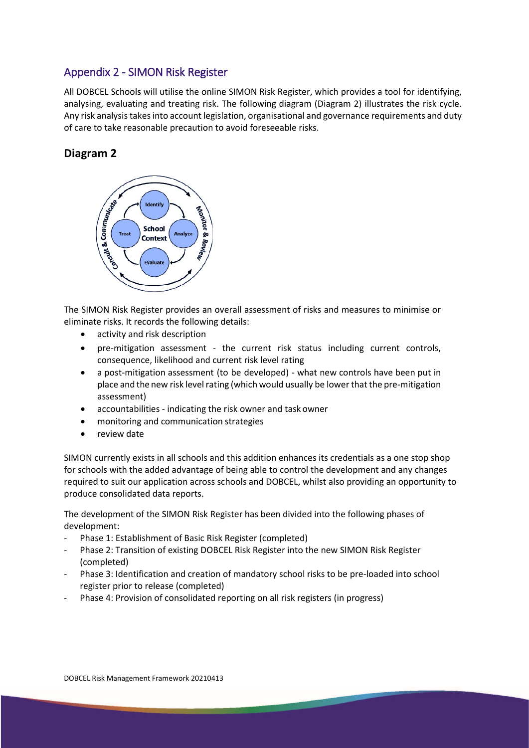## Appendix 2 - SIMON Risk Register

All DOBCEL Schools will utilise the online SIMON Risk Register, which provides a tool for identifying, analysing, evaluating and treating risk. The following diagram (Diagram 2) illustrates the risk cycle. Any risk analysis takes into account legislation, organisational and governance requirements and duty of care to take reasonable precaution to avoid foreseeable risks.

### Diagram 2

The SIMON Risk Register provides an overall assessment of risks and measures to minimise or eliminate risks. It records the following details:

- activity and risk description
- pre-mitigation assessment - the current risk status including current controls, consequence, likelihood and current risk level rating
- a post-mitigation assessment (to be developed) - what new controls have been put in place and the new risk level rating (which would usually be lower that the pre-mitigation assessment)
- accountabilities - indicating the risk owner and task owner
- monitoring and communication strategies
- review date

SIMON currently exists in all schools and this addition enhances its credentials as a one stop shop for schools with the added advantage of being able to control the development and any changes required to suit our application across schools and DOBCEL, whilst also providing an opportunity to produce consolidated data reports.

The development of the SIMON Risk Register has been divided into the following phases of development:

- Phase 1: Establishment of Basic Risk Register (completed)
- Phase 2: Transition of existing DOBCEL Risk Register into the new SIMON Risk Register (completed)
- Phase 3: Identification and creation of mandatory school risks to be pre-loaded into school register prior to release (completed)
- Phase 4: Provision of consolidated reporting on all risk registers (in progress)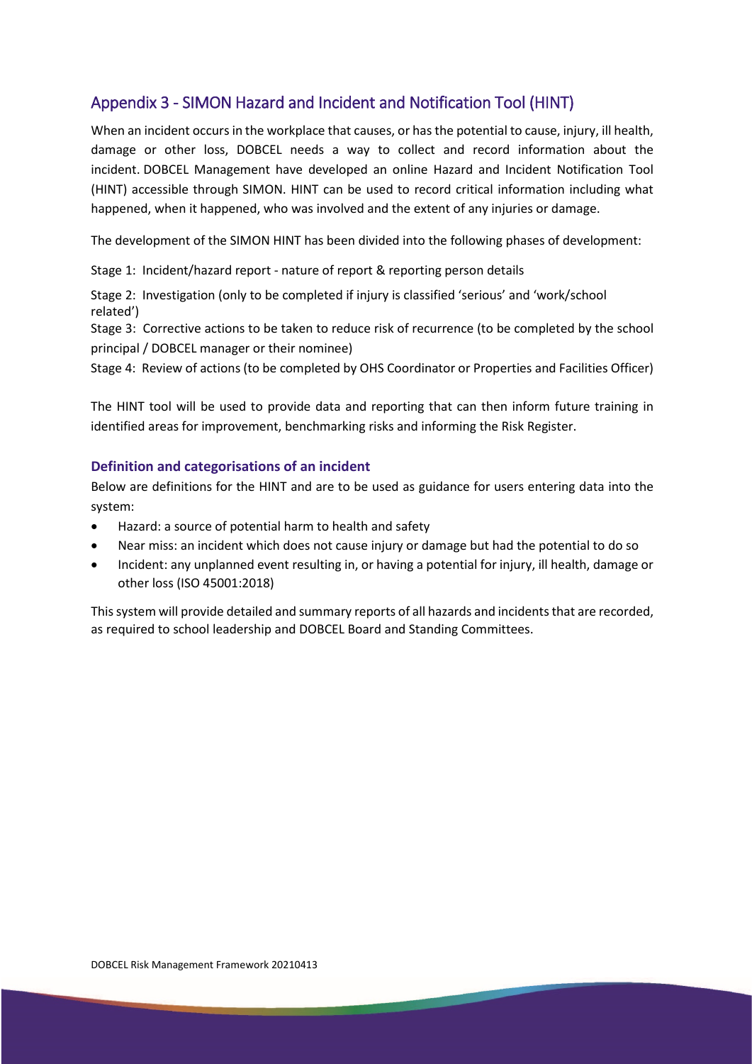## Appendix 3 - SIMON Hazard and Incident and Notification Tool (HINT)

When an incident occurs in the workplace that causes, or has the potential to cause, injury, ill health, damage or other loss, DOBCEL needs a way to collect and record information about the incident. DOBCEL Management have developed an online Hazard and Incident Notification Tool (HINT) accessible through SIMON. HINT can be used to record critical information including what happened, when it happened, who was involved and the extent of any injuries or damage.

The development of the SIMON HINT has been divided into the following phases of development:

Stage 1: Incident/hazard report - nature of report & reporting person details

Stage 2: Investigation (only to be completed if injury is classified 'serious' and 'work/school related')

Stage 3: Corrective actions to be taken to reduce risk of recurrence (to be completed by the school principal / DOBCEL manager or their nominee)

Stage 4: Review of actions (to be completed by OHS Coordinator or Properties and Facilities Officer)

The HINT tool will be used to provide data and reporting that can then inform future training in identified areas for improvement, benchmarking risks and informing the Risk Register.

### Definition and categorisations of an incident

Below are definitions for the HINT and are to be used as guidance for users entering data into the system:

- Hazard: a source of potential harm to health and safety
- Near miss: an incident which does not cause injury or damage but had the potential to do so
- Incident: any unplanned event resulting in, or having a potential for injury, ill health, damage or other loss (ISO 45001:2018)

This system will provide detailed and summary reports of all hazards and incidents that are recorded, as required to school leadership and DOBCEL Board and Standing Committees.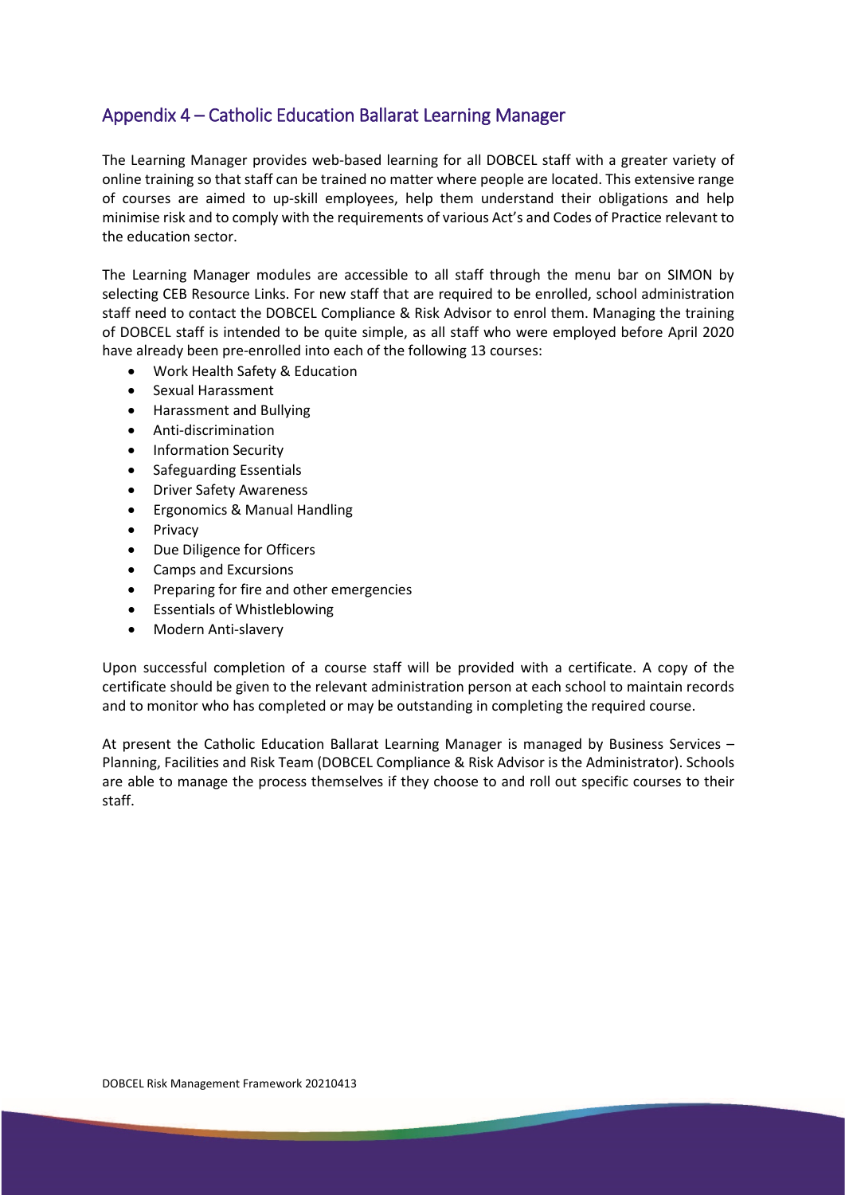## Appendix 4 – Catholic Education Ballarat Learning Manager

The Learning Manager provides web-based learning for all DOBCEL staff with a greater variety of online training so that staff can be trained no matter where people are located. This extensive range of courses are aimed to up-skill employees, help them understand their obligations and help minimise risk and to comply with the requirements of various Act's and Codes of Practice relevant to the education sector.

The Learning Manager modules are accessible to all staff through the menu bar on SIMON by selecting CEB Resource Links. For new staff that are required to be enrolled, school administration staff need to contact the DOBCEL Compliance & Risk Advisor to enrol them. Managing the training of DOBCEL staff is intended to be quite simple, as all staff who were employed before April 2020 have already been pre-enrolled into each of the following 13 courses:

- Work Health Safety & Education
- Sexual Harassment
- Harassment and Bullying
- Anti-discrimination
- Information Security
- Safeguarding Essentials
- Driver Safety Awareness
- Ergonomics & Manual Handling
- Privacy
- Due Diligence for Officers
- Camps and Excursions
- Preparing for fire and other emergencies
- Essentials of Whistleblowing
- Modern Anti-slavery

Upon successful completion of a course staff will be provided with a certificate. A copy of the certificate should be given to the relevant administration person at each school to maintain records and to monitor who has completed or may be outstanding in completing the required course.

At present the Catholic Education Ballarat Learning Manager is managed by Business Services – Planning, Facilities and Risk Team (DOBCEL Compliance & Risk Advisor is the Administrator). Schools are able to manage the process themselves if they choose to and roll out specific courses to their staff.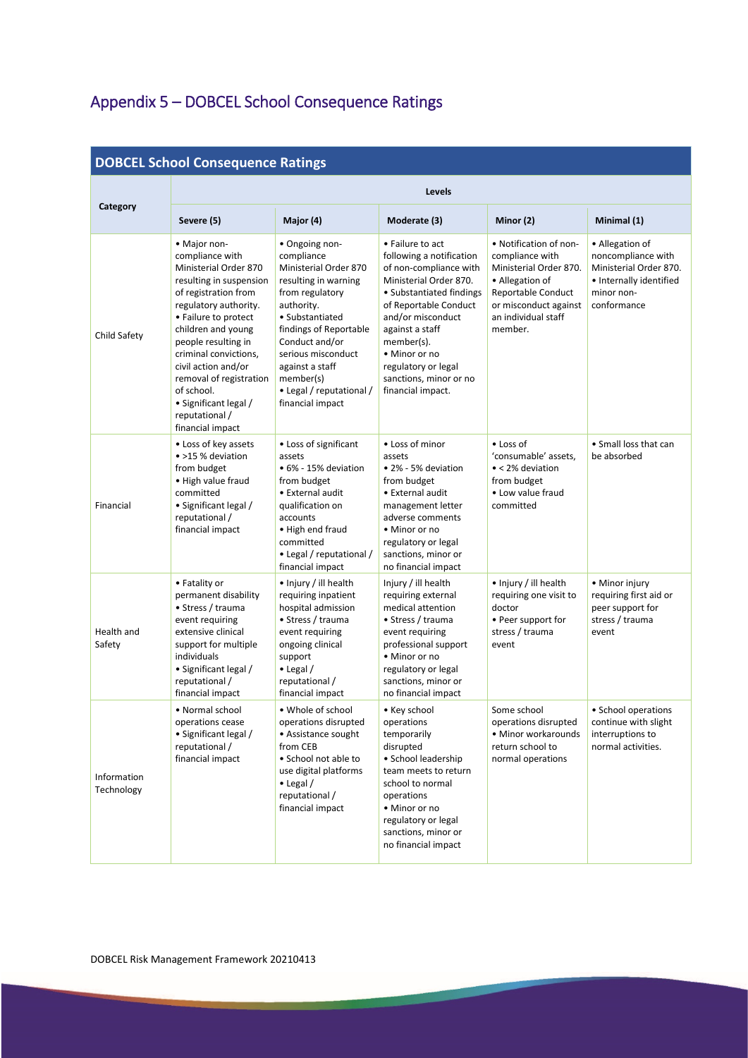# Appendix 5 – DOBCEL School Consequence Ratings

| DOBCEL School Consequence Ratings | | | | | |
|---|---|---|---|---|---|
| **Category** | **Levels** | | | | |
| | **Severe (5)** | **Major (4)** | **Moderate (3)** | **Minor (2)** | **Minimal (1)** |
| Child Safety | • Major non-compliance with Ministerial Order 870 resulting in suspension of registration from regulatory authority.<br>• Failure to protect children and young people resulting in criminal convictions, civil action and/or removal of registration of school.<br>• Significant legal / reputational / financial impact | • Ongoing non-compliance Ministerial Order 870 resulting in warning from regulatory authority.<br>• Substantiated findings of Reportable Conduct and/or serious misconduct against a staff member(s)<br>• Legal / reputational / financial impact | • Failure to act following a notification of non-compliance with Ministerial Order 870.<br>• Substantiated findings of Reportable Conduct and/or misconduct against a staff member(s).<br>• Minor or no regulatory or legal sanctions, minor or no financial impact. | • Notification of non-compliance with Ministerial Order 870.<br>• Allegation of Reportable Conduct or misconduct against an individual staff member. | • Allegation of noncompliance with Ministerial Order 870.<br>• Internally identified minor non-conformance |
| Financial | • Loss of key assets<br>• >15 % deviation from budget<br>• High value fraud committed<br>• Significant legal / reputational / financial impact | • Loss of significant assets<br>• 6% - 15% deviation from budget<br>• External audit qualification on accounts<br>• High end fraud committed<br>• Legal / reputational / financial impact | • Loss of minor assets<br>• 2% - 5% deviation from budget<br>• External audit management letter adverse comments<br>• Minor or no regulatory or legal sanctions, minor or no financial impact | • Loss of 'consumable' assets,<br>• < 2% deviation from budget<br>• Low value fraud committed | • Small loss that can be absorbed |
| Health and Safety | • Fatality or permanent disability<br>• Stress / trauma event requiring extensive clinical support for multiple individuals<br>• Significant legal / reputational / financial impact | • Injury / ill health requiring inpatient hospital admission<br>• Stress / trauma event requiring ongoing clinical support<br>• Legal / reputational / financial impact | Injury / ill health requiring external medical attention<br>• Stress / trauma event requiring professional support<br>• Minor or no regulatory or legal sanctions, minor or no financial impact | • Injury / ill health requiring one visit to doctor<br>• Peer support for stress / trauma event | • Minor injury requiring first aid or peer support for stress / trauma event |
| Information Technology | • Normal school operations cease<br>• Significant legal / reputational / financial impact | • Whole of school operations disrupted<br>• Assistance sought from CEB<br>• School not able to use digital platforms<br>• Legal / reputational / financial impact | • Key school operations temporarily disrupted<br>• School leadership team meets to return school to normal operations<br>• Minor or no regulatory or legal sanctions, minor or no financial impact | Some school operations disrupted<br>• Minor workarounds return school to normal operations | • School operations continue with slight interruptions to normal activities. |

DOBCEL Risk Management Framework 20210413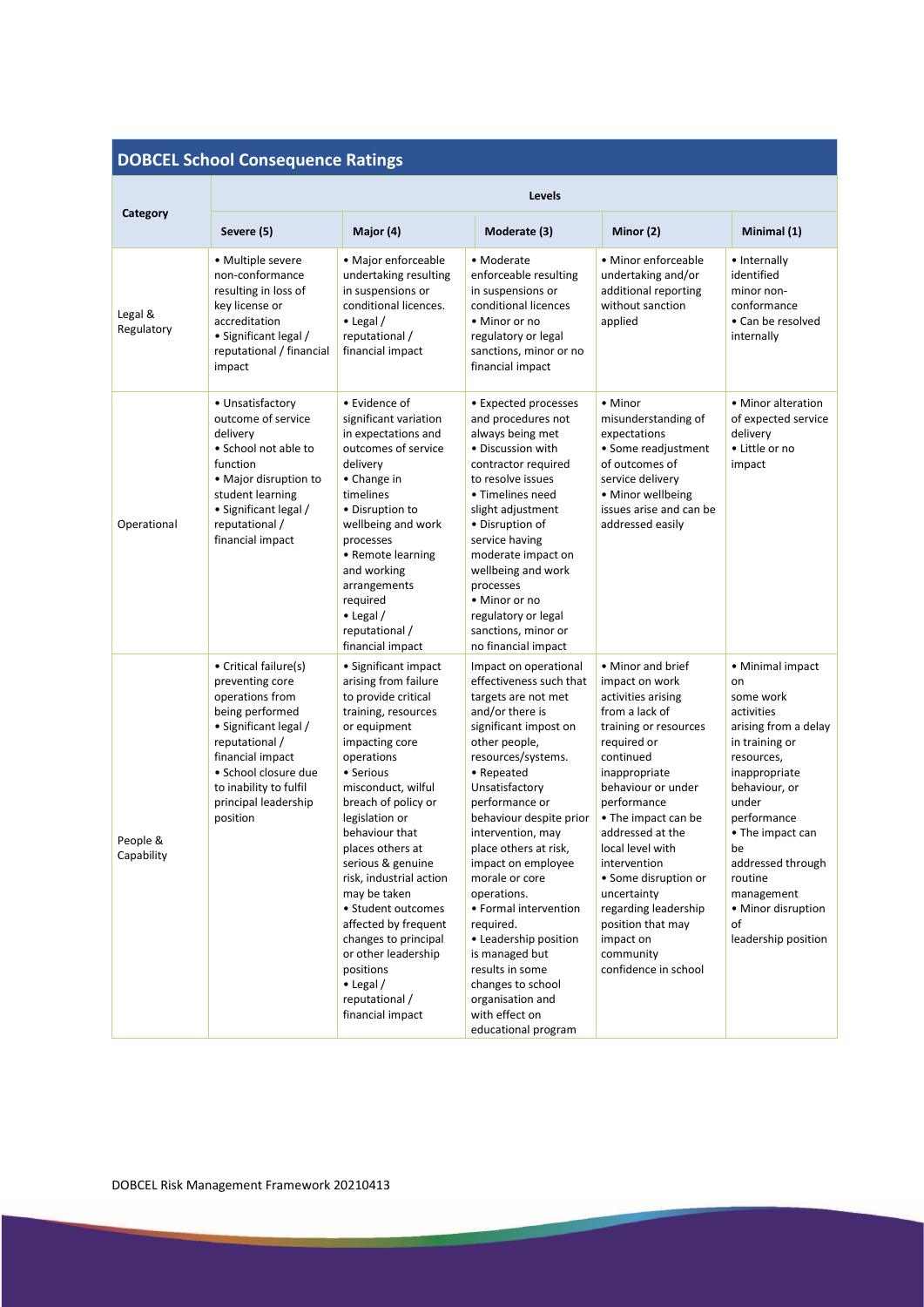## DOBCEL School Consequence Ratings

| Category | Levels | | | | |
|---|---|---|---|---|---|
| | Severe (5) | Major (4) | Moderate (3) | Minor (2) | Minimal (1) |
| Legal & Regulatory | • Multiple severe non-conformance resulting in loss of key license or accreditation<br>• Significant legal / reputational / financial impact | • Major enforceable undertaking resulting in suspensions or conditional licences.<br>• Legal / reputational / financial impact | • Moderate enforceable resulting in suspensions or conditional licences<br>• Minor or no regulatory or legal sanctions, minor or no financial impact | • Minor enforceable undertaking and/or additional reporting without sanction applied | • Internally identified minor non-conformance<br>• Can be resolved internally |
| Operational | • Unsatisfactory outcome of service delivery<br>• School not able to function<br>• Major disruption to student learning<br>• Significant legal / reputational / financial impact | • Evidence of significant variation in expectations and outcomes of service delivery<br>• Change in timelines<br>• Disruption to wellbeing and work processes<br>• Remote learning and working arrangements required<br>• Legal / reputational / financial impact | • Expected processes and procedures not always being met<br>• Discussion with contractor required to resolve issues<br>• Timelines need slight adjustment<br>• Disruption of service having moderate impact on wellbeing and work processes<br>• Minor or no regulatory or legal sanctions, minor or no financial impact | • Minor misunderstanding of expectations<br>• Some readjustment of outcomes of service delivery<br>• Minor wellbeing issues arise and can be addressed easily | • Minor alteration of expected service delivery<br>• Little or no impact |
| People & Capability | • Critical failure(s) preventing core operations from being performed<br>• Significant legal / reputational / financial impact<br>• School closure due to inability to fulfil principal leadership position | • Significant impact arising from failure to provide critical training, resources or equipment impacting core operations<br>• Serious misconduct, wilful breach of policy or legislation or behaviour that places others at serious & genuine risk, industrial action may be taken<br>• Student outcomes affected by frequent changes to principal or other leadership positions<br>• Legal / reputational / financial impact | Impact on operational effectiveness such that targets are not met and/or there is significant impost on other people, resources/systems.<br>• Repeated Unsatisfactory performance or behaviour despite prior intervention, may place others at risk, impact on employee morale or core operations.<br>• Formal intervention required.<br>• Leadership position is managed but results in some changes to school organisation and with effect on educational program | • Minor and brief impact on work activities arising from a lack of training or resources required or continued inappropriate behaviour or under performance<br>• The impact can be addressed at the local level with intervention<br>• Some disruption or uncertainty regarding leadership position that may impact on community confidence in school | • Minimal impact on some work activities arising from a delay in training or resources, inappropriate behaviour, or under performance<br>• The impact can be addressed through routine management<br>• Minor disruption of leadership position |

DOBCEL Risk Management Framework 20210413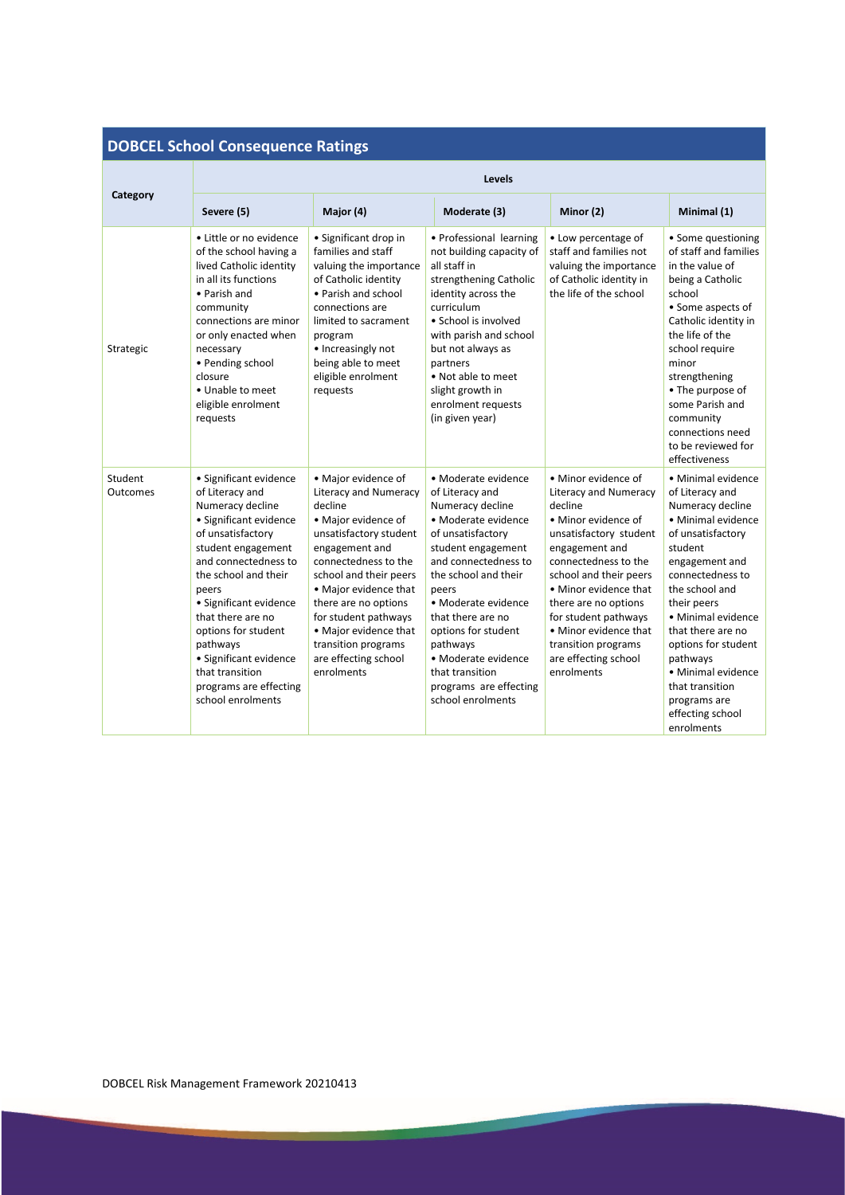## DOBCEL School Consequence Ratings

| Category | Levels | | | | |
|---|---|---|---|---|---|
| | Severe (5) | Major (4) | Moderate (3) | Minor (2) | Minimal (1) |
| Strategic | • Little or no evidence of the school having a lived Catholic identity in all its functions<br>• Parish and community connections are minor or only enacted when necessary<br>• Pending school closure<br>• Unable to meet eligible enrolment requests | • Significant drop in families and staff valuing the importance of Catholic identity<br>• Parish and school connections are limited to sacrament program<br>• Increasingly not being able to meet eligible enrolment requests | • Professional learning not building capacity of all staff in strengthening Catholic identity across the curriculum<br>• School is involved with parish and school but not always as partners<br>• Not able to meet slight growth in enrolment requests (in given year) | • Low percentage of staff and families not valuing the importance of Catholic identity in the life of the school | • Some questioning of staff and families in the value of being a Catholic school<br>• Some aspects of Catholic identity in the life of the school require minor strengthening<br>• The purpose of some Parish and community connections need to be reviewed for effectiveness |
| Student Outcomes | • Significant evidence of Literacy and Numeracy decline<br>• Significant evidence of unsatisfactory student engagement and connectedness to the school and their peers<br>• Significant evidence that there are no options for student pathways<br>• Significant evidence that transition programs are effecting school enrolments | • Major evidence of Literacy and Numeracy decline<br>• Major evidence of unsatisfactory student engagement and connectedness to the school and their peers<br>• Major evidence that there are no options for student pathways<br>• Major evidence that transition programs are effecting school enrolments | • Moderate evidence of Literacy and Numeracy decline<br>• Moderate evidence of unsatisfactory student engagement and connectedness to the school and their peers<br>• Moderate evidence that there are no options for student pathways<br>• Moderate evidence that transition programs are effecting school enrolments | • Minor evidence of Literacy and Numeracy decline<br>• Minor evidence of unsatisfactory student engagement and connectedness to the school and their peers<br>• Minor evidence that there are no options for student pathways<br>• Minor evidence that transition programs are effecting school enrolments | • Minimal evidence of Literacy and Numeracy decline<br>• Minimal evidence of unsatisfactory student engagement and connectedness to the school and their peers<br>• Minimal evidence that there are no options for student pathways<br>• Minimal evidence that transition programs are effecting school enrolments |

DOBCEL Risk Management Framework 20210413